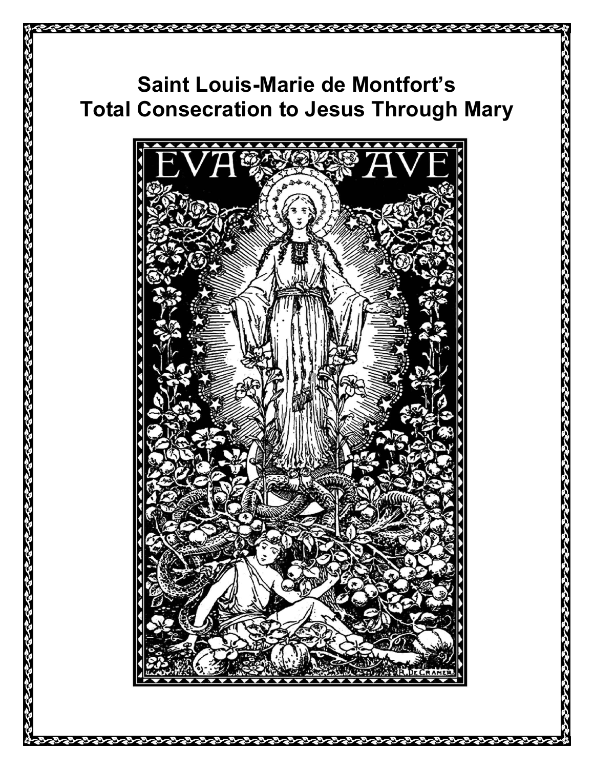# Saint Louis-Marie de Montfort's Total Consecration to Jesus Through Mary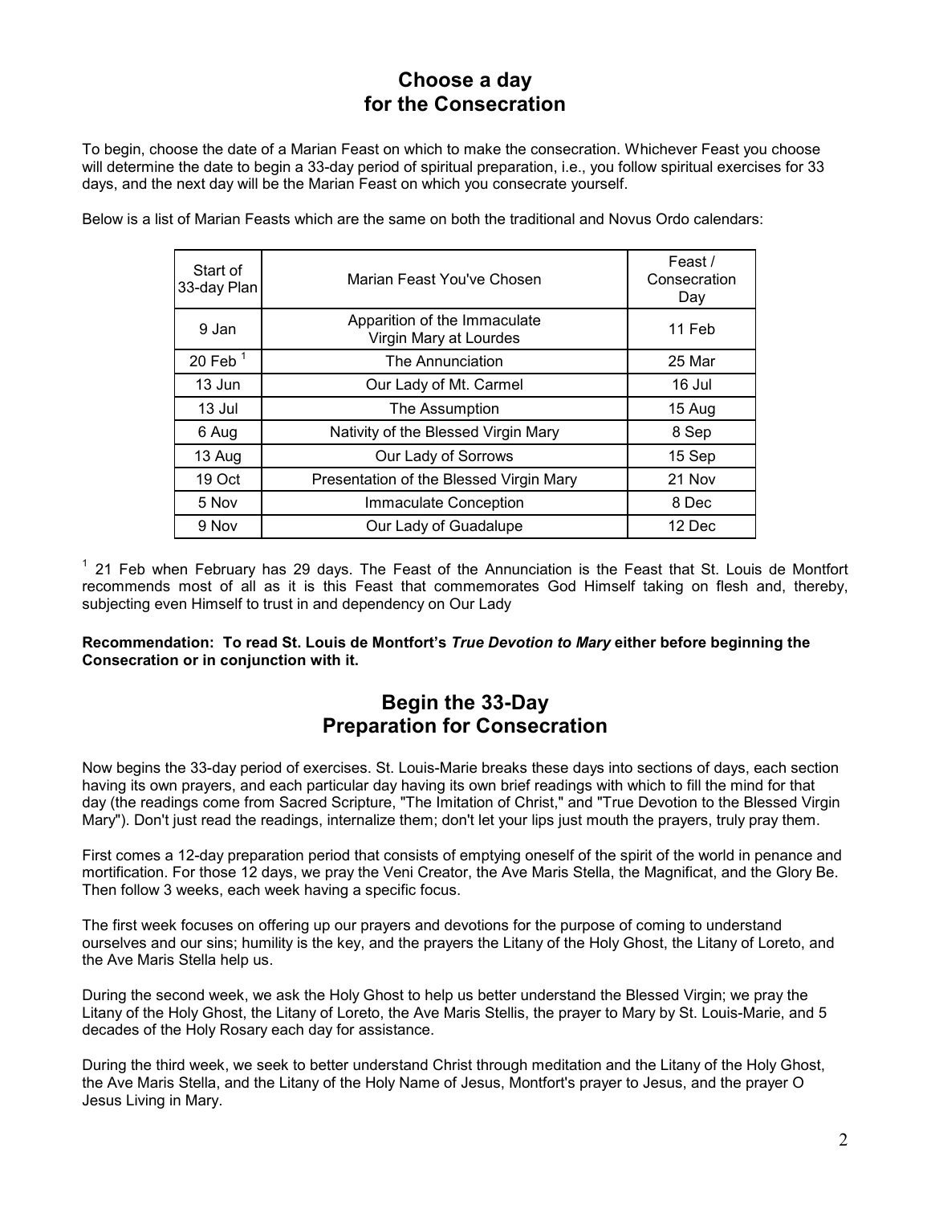## Choose a day for the Consecration

To begin, choose the date of a Marian Feast on which to make the consecration. Whichever Feast you choose will determine the date to begin a 33-day period of spiritual preparation, i.e., you follow spiritual exercises for 33 days, and the next day will be the Marian Feast on which you consecrate yourself.

Below is a list of Marian Feasts which are the same on both the traditional and Novus Ordo calendars:

| Start of 33-day Plan | Marian Feast You've Chosen | Feast / Consecration Day |
|---|---|---|
| 9 Jan | Apparition of the Immaculate Virgin Mary at Lourdes | 11 Feb |
| 20 Feb [1] | The Annunciation | 25 Mar |
| 13 Jun | Our Lady of Mt. Carmel | 16 Jul |
| 13 Jul | The Assumption | 15 Aug |
| 6 Aug | Nativity of the Blessed Virgin Mary | 8 Sep |
| 13 Aug | Our Lady of Sorrows | 15 Sep |
| 19 Oct | Presentation of the Blessed Virgin Mary | 21 Nov |
| 5 Nov | Immaculate Conception | 8 Dec |
| 9 Nov | Our Lady of Guadalupe | 12 Dec |

[1] 21 Feb when February has 29 days. The Feast of the Annunciation is the Feast that St. Louis de Montfort recommends most of all as it is this Feast that commemorates God Himself taking on flesh and, thereby, subjecting even Himself to trust in and dependency on Our Lady

**Recommendation: To read St. Louis de Montfort's *True Devotion to Mary* either before beginning the Consecration or in conjunction with it.**

## Begin the 33-Day Preparation for Consecration

Now begins the 33-day period of exercises. St. Louis-Marie breaks these days into sections of days, each section having its own prayers, and each particular day having its own brief readings with which to fill the mind for that day (the readings come from Sacred Scripture, "The Imitation of Christ," and "True Devotion to the Blessed Virgin Mary"). Don't just read the readings, internalize them; don't let your lips just mouth the prayers, truly pray them.

First comes a 12-day preparation period that consists of emptying oneself of the spirit of the world in penance and mortification. For those 12 days, we pray the Veni Creator, the Ave Maris Stella, the Magnificat, and the Glory Be. Then follow 3 weeks, each week having a specific focus.

The first week focuses on offering up our prayers and devotions for the purpose of coming to understand ourselves and our sins; humility is the key, and the prayers the Litany of the Holy Ghost, the Litany of Loreto, and the Ave Maris Stella help us.

During the second week, we ask the Holy Ghost to help us better understand the Blessed Virgin; we pray the Litany of the Holy Ghost, the Litany of Loreto, the Ave Maris Stellis, the prayer to Mary by St. Louis-Marie, and 5 decades of the Holy Rosary each day for assistance.

During the third week, we seek to better understand Christ through meditation and the Litany of the Holy Ghost, the Ave Maris Stella, and the Litany of the Holy Name of Jesus, Montfort's prayer to Jesus, and the prayer O Jesus Living in Mary.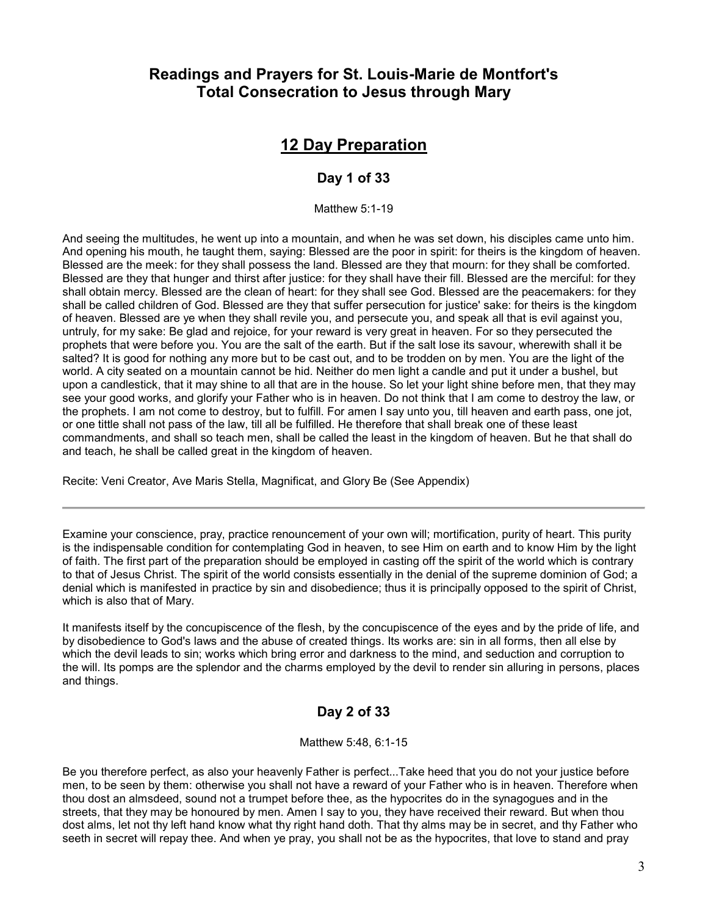## Readings and Prayers for St. Louis-Marie de Montfort's Total Consecration to Jesus through Mary

# 12 Day Preparation

### Day 1 of 33

Matthew 5:1-19

And seeing the multitudes, he went up into a mountain, and when he was set down, his disciples came unto him. And opening his mouth, he taught them, saying: Blessed are the poor in spirit: for theirs is the kingdom of heaven. Blessed are the meek: for they shall possess the land. Blessed are they that mourn: for they shall be comforted. Blessed are they that hunger and thirst after justice: for they shall have their fill. Blessed are the merciful: for they shall obtain mercy. Blessed are the clean of heart: for they shall see God. Blessed are the peacemakers: for they shall be called children of God. Blessed are they that suffer persecution for justice' sake: for theirs is the kingdom of heaven. Blessed are ye when they shall revile you, and persecute you, and speak all that is evil against you, untruly, for my sake: Be glad and rejoice, for your reward is very great in heaven. For so they persecuted the prophets that were before you. You are the salt of the earth. But if the salt lose its savour, wherewith shall it be salted? It is good for nothing any more but to be cast out, and to be trodden on by men. You are the light of the world. A city seated on a mountain cannot be hid. Neither do men light a candle and put it under a bushel, but upon a candlestick, that it may shine to all that are in the house. So let your light shine before men, that they may see your good works, and glorify your Father who is in heaven. Do not think that I am come to destroy the law, or the prophets. I am not come to destroy, but to fulfill. For amen I say unto you, till heaven and earth pass, one jot, or one tittle shall not pass of the law, till all be fulfilled. He therefore that shall break one of these least commandments, and shall so teach men, shall be called the least in the kingdom of heaven. But he that shall do and teach, he shall be called great in the kingdom of heaven.

Recite: Veni Creator, Ave Maris Stella, Magnificat, and Glory Be (See Appendix)

---

Examine your conscience, pray, practice renouncement of your own will; mortification, purity of heart. This purity is the indispensable condition for contemplating God in heaven, to see Him on earth and to know Him by the light of faith. The first part of the preparation should be employed in casting off the spirit of the world which is contrary to that of Jesus Christ. The spirit of the world consists essentially in the denial of the supreme dominion of God; a denial which is manifested in practice by sin and disobedience; thus it is principally opposed to the spirit of Christ, which is also that of Mary.

It manifests itself by the concupiscence of the flesh, by the concupiscence of the eyes and by the pride of life, and by disobedience to God's laws and the abuse of created things. Its works are: sin in all forms, then all else by which the devil leads to sin; works which bring error and darkness to the mind, and seduction and corruption to the will. Its pomps are the splendor and the charms employed by the devil to render sin alluring in persons, places and things.

### Day 2 of 33

Matthew 5:48, 6:1-15

Be you therefore perfect, as also your heavenly Father is perfect...Take heed that you do not your justice before men, to be seen by them: otherwise you shall not have a reward of your Father who is in heaven. Therefore when thou dost an almsdeed, sound not a trumpet before thee, as the hypocrites do in the synagogues and in the streets, that they may be honoured by men. Amen I say to you, they have received their reward. But when thou dost alms, let not thy left hand know what thy right hand doth. That thy alms may be in secret, and thy Father who seeth in secret will repay thee. And when ye pray, you shall not be as the hypocrites, that love to stand and pray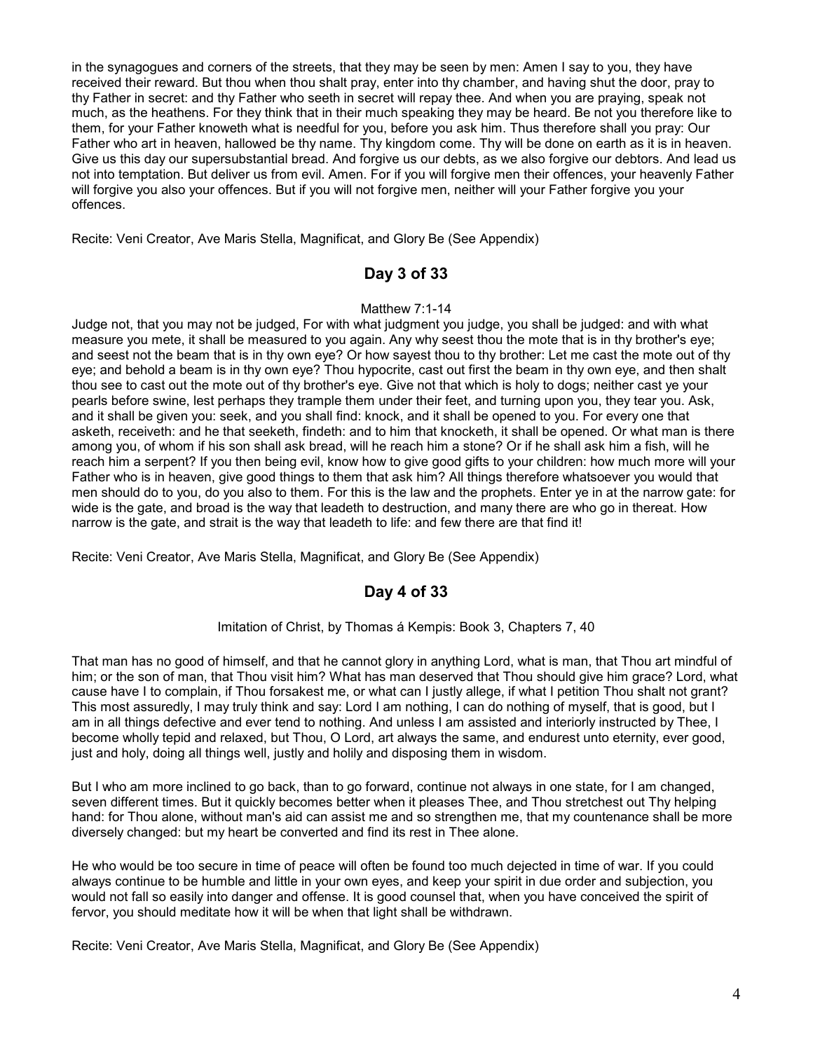in the synagogues and corners of the streets, that they may be seen by men: Amen I say to you, they have received their reward. But thou when thou shalt pray, enter into thy chamber, and having shut the door, pray to thy Father in secret: and thy Father who seeth in secret will repay thee. And when you are praying, speak not much, as the heathens. For they think that in their much speaking they may be heard. Be not you therefore like to them, for your Father knoweth what is needful for you, before you ask him. Thus therefore shall you pray: Our Father who art in heaven, hallowed be thy name. Thy kingdom come. Thy will be done on earth as it is in heaven. Give us this day our supersubstantial bread. And forgive us our debts, as we also forgive our debtors. And lead us not into temptation. But deliver us from evil. Amen. For if you will forgive men their offences, your heavenly Father will forgive you also your offences. But if you will not forgive men, neither will your Father forgive you your offences.

Recite: Veni Creator, Ave Maris Stella, Magnificat, and Glory Be (See Appendix)

## Day 3 of 33

Matthew 7:1-14

Judge not, that you may not be judged, For with what judgment you judge, you shall be judged: and with what measure you mete, it shall be measured to you again. Any why seest thou the mote that is in thy brother's eye; and seest not the beam that is in thy own eye? Or how sayest thou to thy brother: Let me cast the mote out of thy eye; and behold a beam is in thy own eye? Thou hypocrite, cast out first the beam in thy own eye, and then shalt thou see to cast out the mote out of thy brother's eye. Give not that which is holy to dogs; neither cast ye your pearls before swine, lest perhaps they trample them under their feet, and turning upon you, they tear you. Ask, and it shall be given you: seek, and you shall find: knock, and it shall be opened to you. For every one that asketh, receiveth: and he that seeketh, findeth: and to him that knocketh, it shall be opened. Or what man is there among you, of whom if his son shall ask bread, will he reach him a stone? Or if he shall ask him a fish, will he reach him a serpent? If you then being evil, know how to give good gifts to your children: how much more will your Father who is in heaven, give good things to them that ask him? All things therefore whatsoever you would that men should do to you, do you also to them. For this is the law and the prophets. Enter ye in at the narrow gate: for wide is the gate, and broad is the way that leadeth to destruction, and many there are who go in thereat. How narrow is the gate, and strait is the way that leadeth to life: and few there are that find it!

Recite: Veni Creator, Ave Maris Stella, Magnificat, and Glory Be (See Appendix)

## Day 4 of 33

Imitation of Christ, by Thomas á Kempis: Book 3, Chapters 7, 40

That man has no good of himself, and that he cannot glory in anything Lord, what is man, that Thou art mindful of him; or the son of man, that Thou visit him? What has man deserved that Thou should give him grace? Lord, what cause have I to complain, if Thou forsakest me, or what can I justly allege, if what I petition Thou shalt not grant? This most assuredly, I may truly think and say: Lord I am nothing, I can do nothing of myself, that is good, but I am in all things defective and ever tend to nothing. And unless I am assisted and interiorly instructed by Thee, I become wholly tepid and relaxed, but Thou, O Lord, art always the same, and endurest unto eternity, ever good, just and holy, doing all things well, justly and holily and disposing them in wisdom.

But I who am more inclined to go back, than to go forward, continue not always in one state, for I am changed, seven different times. But it quickly becomes better when it pleases Thee, and Thou stretchest out Thy helping hand: for Thou alone, without man's aid can assist me and so strengthen me, that my countenance shall be more diversely changed: but my heart be converted and find its rest in Thee alone.

He who would be too secure in time of peace will often be found too much dejected in time of war. If you could always continue to be humble and little in your own eyes, and keep your spirit in due order and subjection, you would not fall so easily into danger and offense. It is good counsel that, when you have conceived the spirit of fervor, you should meditate how it will be when that light shall be withdrawn.

Recite: Veni Creator, Ave Maris Stella, Magnificat, and Glory Be (See Appendix)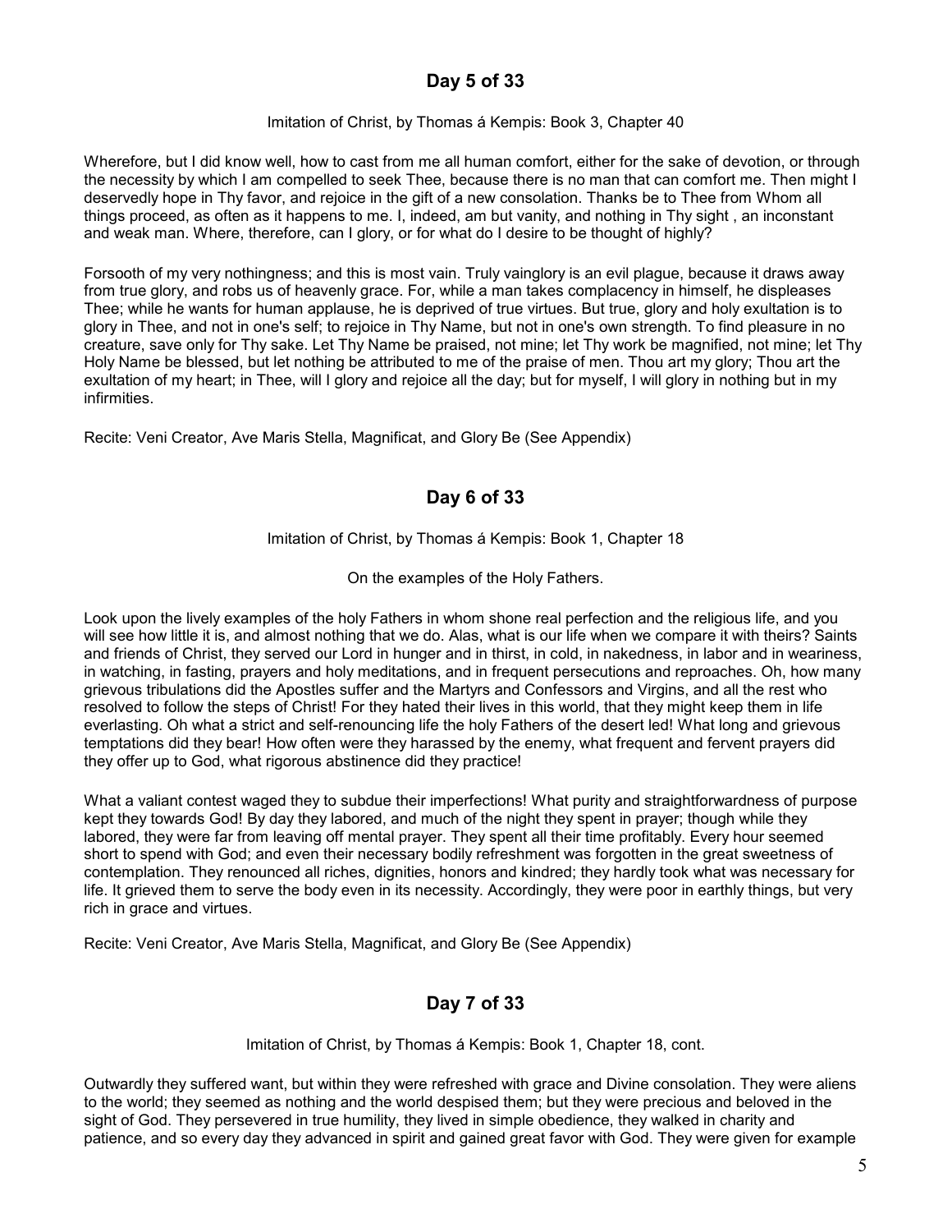## Day 5 of 33

Imitation of Christ, by Thomas á Kempis: Book 3, Chapter 40

Wherefore, but I did know well, how to cast from me all human comfort, either for the sake of devotion, or through the necessity by which I am compelled to seek Thee, because there is no man that can comfort me. Then might I deservedly hope in Thy favor, and rejoice in the gift of a new consolation. Thanks be to Thee from Whom all things proceed, as often as it happens to me. I, indeed, am but vanity, and nothing in Thy sight , an inconstant and weak man. Where, therefore, can I glory, or for what do I desire to be thought of highly?

Forsooth of my very nothingness; and this is most vain. Truly vainglory is an evil plague, because it draws away from true glory, and robs us of heavenly grace. For, while a man takes complacency in himself, he displeases Thee; while he wants for human applause, he is deprived of true virtues. But true, glory and holy exultation is to glory in Thee, and not in one's self; to rejoice in Thy Name, but not in one's own strength. To find pleasure in no creature, save only for Thy sake. Let Thy Name be praised, not mine; let Thy work be magnified, not mine; let Thy Holy Name be blessed, but let nothing be attributed to me of the praise of men. Thou art my glory; Thou art the exultation of my heart; in Thee, will I glory and rejoice all the day; but for myself, I will glory in nothing but in my infirmities.

Recite: Veni Creator, Ave Maris Stella, Magnificat, and Glory Be (See Appendix)

## Day 6 of 33

Imitation of Christ, by Thomas á Kempis: Book 1, Chapter 18

On the examples of the Holy Fathers.

Look upon the lively examples of the holy Fathers in whom shone real perfection and the religious life, and you will see how little it is, and almost nothing that we do. Alas, what is our life when we compare it with theirs? Saints and friends of Christ, they served our Lord in hunger and in thirst, in cold, in nakedness, in labor and in weariness, in watching, in fasting, prayers and holy meditations, and in frequent persecutions and reproaches. Oh, how many grievous tribulations did the Apostles suffer and the Martyrs and Confessors and Virgins, and all the rest who resolved to follow the steps of Christ! For they hated their lives in this world, that they might keep them in life everlasting. Oh what a strict and self-renouncing life the holy Fathers of the desert led! What long and grievous temptations did they bear! How often were they harassed by the enemy, what frequent and fervent prayers did they offer up to God, what rigorous abstinence did they practice!

What a valiant contest waged they to subdue their imperfections! What purity and straightforwardness of purpose kept they towards God! By day they labored, and much of the night they spent in prayer; though while they labored, they were far from leaving off mental prayer. They spent all their time profitably. Every hour seemed short to spend with God; and even their necessary bodily refreshment was forgotten in the great sweetness of contemplation. They renounced all riches, dignities, honors and kindred; they hardly took what was necessary for life. It grieved them to serve the body even in its necessity. Accordingly, they were poor in earthly things, but very rich in grace and virtues.

Recite: Veni Creator, Ave Maris Stella, Magnificat, and Glory Be (See Appendix)

## Day 7 of 33

Imitation of Christ, by Thomas á Kempis: Book 1, Chapter 18, cont.

Outwardly they suffered want, but within they were refreshed with grace and Divine consolation. They were aliens to the world; they seemed as nothing and the world despised them; but they were precious and beloved in the sight of God. They persevered in true humility, they lived in simple obedience, they walked in charity and patience, and so every day they advanced in spirit and gained great favor with God. They were given for example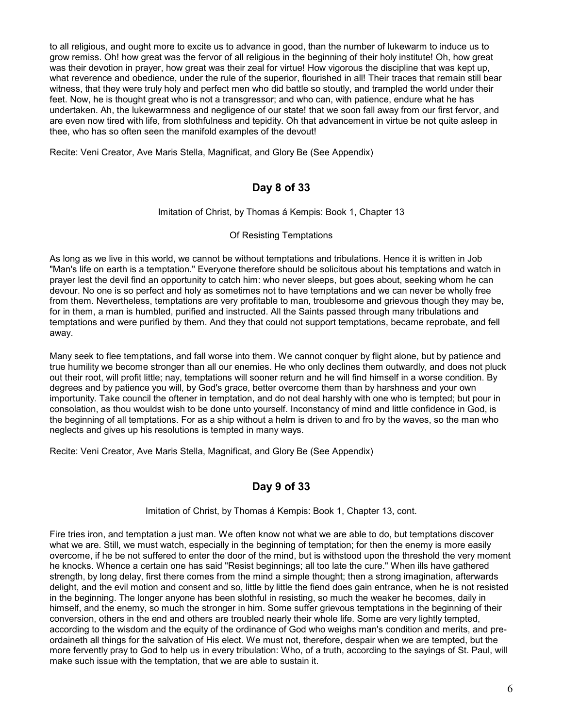to all religious, and ought more to excite us to advance in good, than the number of lukewarm to induce us to grow remiss. Oh! how great was the fervor of all religious in the beginning of their holy institute! Oh, how great was their devotion in prayer, how great was their zeal for virtue! How vigorous the discipline that was kept up, what reverence and obedience, under the rule of the superior, flourished in all! Their traces that remain still bear witness, that they were truly holy and perfect men who did battle so stoutly, and trampled the world under their feet. Now, he is thought great who is not a transgressor; and who can, with patience, endure what he has undertaken. Ah, the lukewarmness and negligence of our state! that we soon fall away from our first fervor, and are even now tired with life, from slothfulness and tepidity. Oh that advancement in virtue be not quite asleep in thee, who has so often seen the manifold examples of the devout!

Recite: Veni Creator, Ave Maris Stella, Magnificat, and Glory Be (See Appendix)

## Day 8 of 33

Imitation of Christ, by Thomas á Kempis: Book 1, Chapter 13

Of Resisting Temptations

As long as we live in this world, we cannot be without temptations and tribulations. Hence it is written in Job "Man's life on earth is a temptation." Everyone therefore should be solicitous about his temptations and watch in prayer lest the devil find an opportunity to catch him: who never sleeps, but goes about, seeking whom he can devour. No one is so perfect and holy as sometimes not to have temptations and we can never be wholly free from them. Nevertheless, temptations are very profitable to man, troublesome and grievous though they may be, for in them, a man is humbled, purified and instructed. All the Saints passed through many tribulations and temptations and were purified by them. And they that could not support temptations, became reprobate, and fell away.

Many seek to flee temptations, and fall worse into them. We cannot conquer by flight alone, but by patience and true humility we become stronger than all our enemies. He who only declines them outwardly, and does not pluck out their root, will profit little; nay, temptations will sooner return and he will find himself in a worse condition. By degrees and by patience you will, by God's grace, better overcome them than by harshness and your own importunity. Take council the oftener in temptation, and do not deal harshly with one who is tempted; but pour in consolation, as thou wouldst wish to be done unto yourself. Inconstancy of mind and little confidence in God, is the beginning of all temptations. For as a ship without a helm is driven to and fro by the waves, so the man who neglects and gives up his resolutions is tempted in many ways.

Recite: Veni Creator, Ave Maris Stella, Magnificat, and Glory Be (See Appendix)

## Day 9 of 33

Imitation of Christ, by Thomas á Kempis: Book 1, Chapter 13, cont.

Fire tries iron, and temptation a just man. We often know not what we are able to do, but temptations discover what we are. Still, we must watch, especially in the beginning of temptation; for then the enemy is more easily overcome, if he be not suffered to enter the door of the mind, but is withstood upon the threshold the very moment he knocks. Whence a certain one has said "Resist beginnings; all too late the cure." When ills have gathered strength, by long delay, first there comes from the mind a simple thought; then a strong imagination, afterwards delight, and the evil motion and consent and so, little by little the fiend does gain entrance, when he is not resisted in the beginning. The longer anyone has been slothful in resisting, so much the weaker he becomes, daily in himself, and the enemy, so much the stronger in him. Some suffer grievous temptations in the beginning of their conversion, others in the end and others are troubled nearly their whole life. Some are very lightly tempted, according to the wisdom and the equity of the ordinance of God who weighs man's condition and merits, and pre-ordaineth all things for the salvation of His elect. We must not, therefore, despair when we are tempted, but the more fervently pray to God to help us in every tribulation: Who, of a truth, according to the sayings of St. Paul, will make such issue with the temptation, that we are able to sustain it.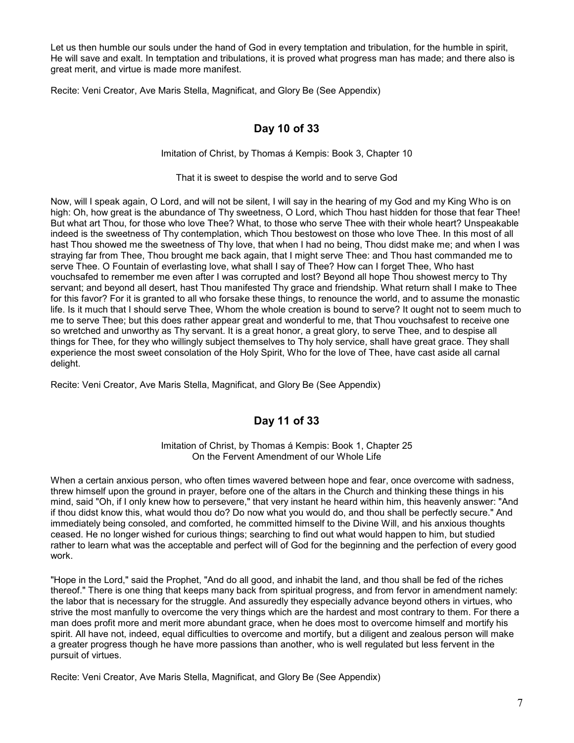Let us then humble our souls under the hand of God in every temptation and tribulation, for the humble in spirit, He will save and exalt. In temptation and tribulations, it is proved what progress man has made; and there also is great merit, and virtue is made more manifest.

Recite: Veni Creator, Ave Maris Stella, Magnificat, and Glory Be (See Appendix)

## Day 10 of 33

Imitation of Christ, by Thomas á Kempis: Book 3, Chapter 10

That it is sweet to despise the world and to serve God

Now, will I speak again, O Lord, and will not be silent, I will say in the hearing of my God and my King Who is on high: Oh, how great is the abundance of Thy sweetness, O Lord, which Thou hast hidden for those that fear Thee! But what art Thou, for those who love Thee? What, to those who serve Thee with their whole heart? Unspeakable indeed is the sweetness of Thy contemplation, which Thou bestowest on those who love Thee. In this most of all hast Thou showed me the sweetness of Thy love, that when I had no being, Thou didst make me; and when I was straying far from Thee, Thou brought me back again, that I might serve Thee: and Thou hast commanded me to serve Thee. O Fountain of everlasting love, what shall I say of Thee? How can I forget Thee, Who hast vouchsafed to remember me even after I was corrupted and lost? Beyond all hope Thou showest mercy to Thy servant; and beyond all desert, hast Thou manifested Thy grace and friendship. What return shall I make to Thee for this favor? For it is granted to all who forsake these things, to renounce the world, and to assume the monastic life. Is it much that I should serve Thee, Whom the whole creation is bound to serve? It ought not to seem much to me to serve Thee; but this does rather appear great and wonderful to me, that Thou vouchsafest to receive one so wretched and unworthy as Thy servant. It is a great honor, a great glory, to serve Thee, and to despise all things for Thee, for they who willingly subject themselves to Thy holy service, shall have great grace. They shall experience the most sweet consolation of the Holy Spirit, Who for the love of Thee, have cast aside all carnal delight.

Recite: Veni Creator, Ave Maris Stella, Magnificat, and Glory Be (See Appendix)

## Day 11 of 33

Imitation of Christ, by Thomas á Kempis: Book 1, Chapter 25
On the Fervent Amendment of our Whole Life

When a certain anxious person, who often times wavered between hope and fear, once overcome with sadness, threw himself upon the ground in prayer, before one of the altars in the Church and thinking these things in his mind, said "Oh, if I only knew how to persevere," that very instant he heard within him, this heavenly answer: "And if thou didst know this, what would thou do? Do now what you would do, and thou shall be perfectly secure." And immediately being consoled, and comforted, he committed himself to the Divine Will, and his anxious thoughts ceased. He no longer wished for curious things; searching to find out what would happen to him, but studied rather to learn what was the acceptable and perfect will of God for the beginning and the perfection of every good work.

"Hope in the Lord," said the Prophet, "And do all good, and inhabit the land, and thou shall be fed of the riches thereof." There is one thing that keeps many back from spiritual progress, and from fervor in amendment namely: the labor that is necessary for the struggle. And assuredly they especially advance beyond others in virtues, who strive the most manfully to overcome the very things which are the hardest and most contrary to them. For there a man does profit more and merit more abundant grace, when he does most to overcome himself and mortify his spirit. All have not, indeed, equal difficulties to overcome and mortify, but a diligent and zealous person will make a greater progress though he have more passions than another, who is well regulated but less fervent in the pursuit of virtues.

Recite: Veni Creator, Ave Maris Stella, Magnificat, and Glory Be (See Appendix)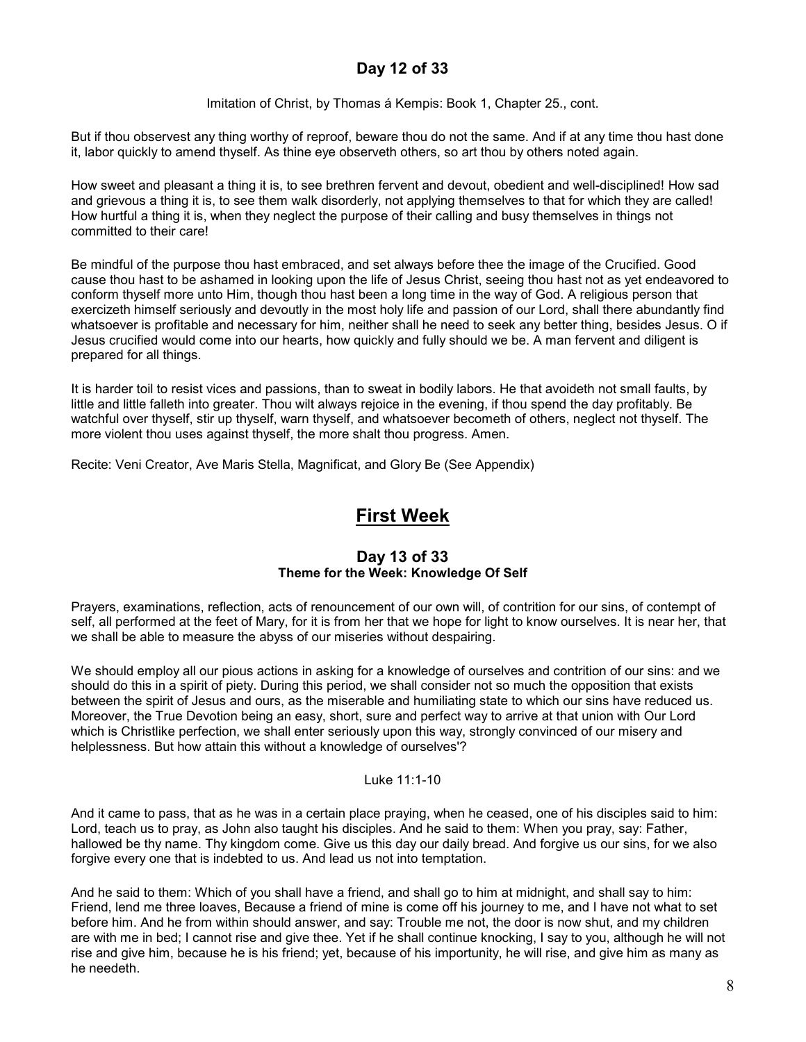## Day 12 of 33

Imitation of Christ, by Thomas á Kempis: Book 1, Chapter 25., cont.

But if thou observest any thing worthy of reproof, beware thou do not the same. And if at any time thou hast done it, labor quickly to amend thyself. As thine eye observeth others, so art thou by others noted again.

How sweet and pleasant a thing it is, to see brethren fervent and devout, obedient and well-disciplined! How sad and grievous a thing it is, to see them walk disorderly, not applying themselves to that for which they are called! How hurtful a thing it is, when they neglect the purpose of their calling and busy themselves in things not committed to their care!

Be mindful of the purpose thou hast embraced, and set always before thee the image of the Crucified. Good cause thou hast to be ashamed in looking upon the life of Jesus Christ, seeing thou hast not as yet endeavored to conform thyself more unto Him, though thou hast been a long time in the way of God. A religious person that exercizeth himself seriously and devoutly in the most holy life and passion of our Lord, shall there abundantly find whatsoever is profitable and necessary for him, neither shall he need to seek any better thing, besides Jesus. O if Jesus crucified would come into our hearts, how quickly and fully should we be. A man fervent and diligent is prepared for all things.

It is harder toil to resist vices and passions, than to sweat in bodily labors. He that avoideth not small faults, by little and little falleth into greater. Thou wilt always rejoice in the evening, if thou spend the day profitably. Be watchful over thyself, stir up thyself, warn thyself, and whatsoever becometh of others, neglect not thyself. The more violent thou uses against thyself, the more shalt thou progress. Amen.

Recite: Veni Creator, Ave Maris Stella, Magnificat, and Glory Be (See Appendix)

# First Week

## Day 13 of 33
### Theme for the Week: Knowledge Of Self

Prayers, examinations, reflection, acts of renouncement of our own will, of contrition for our sins, of contempt of self, all performed at the feet of Mary, for it is from her that we hope for light to know ourselves. It is near her, that we shall be able to measure the abyss of our miseries without despairing.

We should employ all our pious actions in asking for a knowledge of ourselves and contrition of our sins: and we should do this in a spirit of piety. During this period, we shall consider not so much the opposition that exists between the spirit of Jesus and ours, as the miserable and humiliating state to which our sins have reduced us. Moreover, the True Devotion being an easy, short, sure and perfect way to arrive at that union with Our Lord which is Christlike perfection, we shall enter seriously upon this way, strongly convinced of our misery and helplessness. But how attain this without a knowledge of ourselves'?

Luke 11:1-10

And it came to pass, that as he was in a certain place praying, when he ceased, one of his disciples said to him: Lord, teach us to pray, as John also taught his disciples. And he said to them: When you pray, say: Father, hallowed be thy name. Thy kingdom come. Give us this day our daily bread. And forgive us our sins, for we also forgive every one that is indebted to us. And lead us not into temptation.

And he said to them: Which of you shall have a friend, and shall go to him at midnight, and shall say to him: Friend, lend me three loaves, Because a friend of mine is come off his journey to me, and I have not what to set before him. And he from within should answer, and say: Trouble me not, the door is now shut, and my children are with me in bed; I cannot rise and give thee. Yet if he shall continue knocking, I say to you, although he will not rise and give him, because he is his friend; yet, because of his importunity, he will rise, and give him as many as he needeth.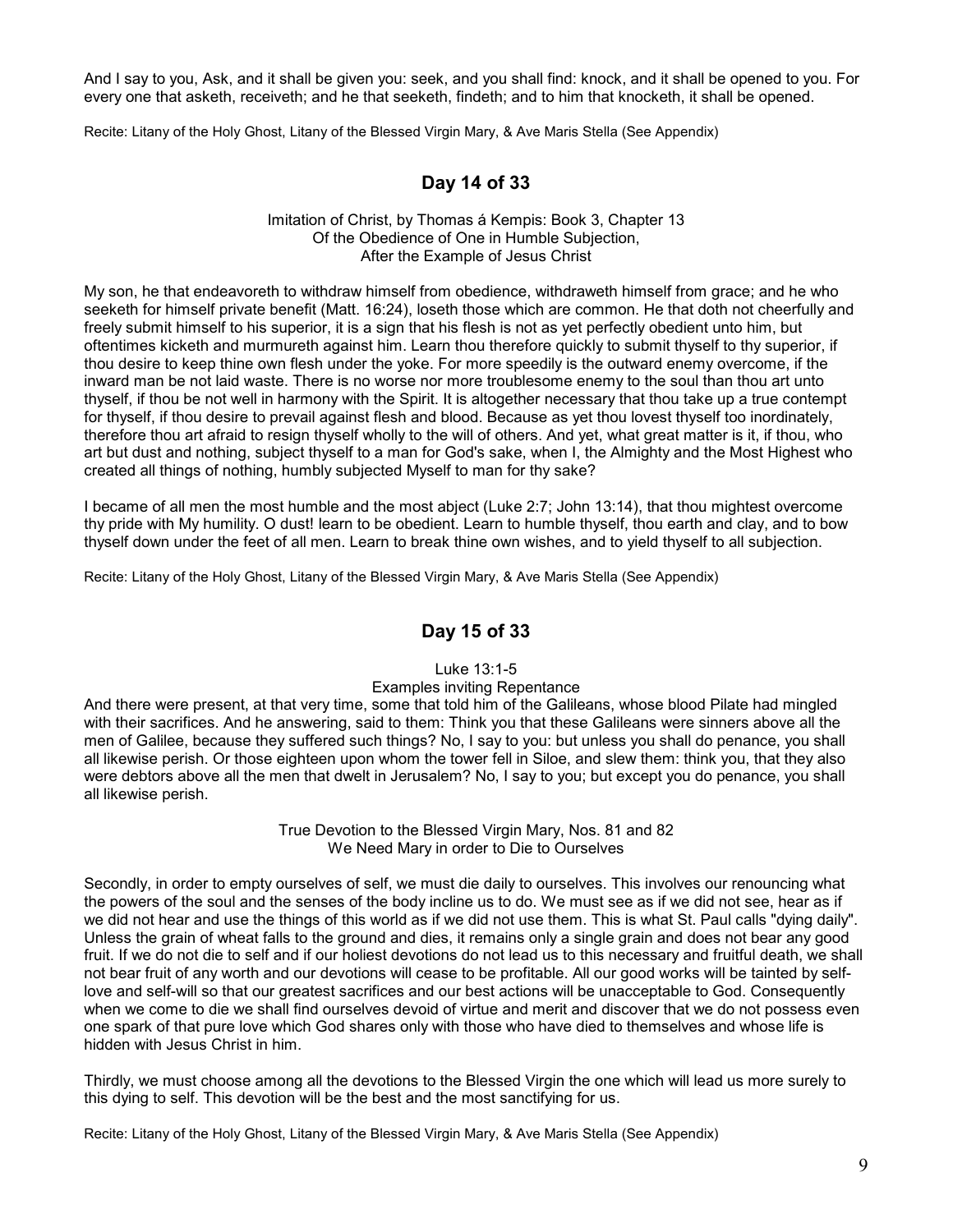And I say to you, Ask, and it shall be given you: seek, and you shall find: knock, and it shall be opened to you. For every one that asketh, receiveth; and he that seeketh, findeth; and to him that knocketh, it shall be opened.

Recite: Litany of the Holy Ghost, Litany of the Blessed Virgin Mary, & Ave Maris Stella (See Appendix)

## Day 14 of 33

Imitation of Christ, by Thomas á Kempis: Book 3, Chapter 13
Of the Obedience of One in Humble Subjection,
After the Example of Jesus Christ

My son, he that endeavoreth to withdraw himself from obedience, withdraweth himself from grace; and he who seeketh for himself private benefit (Matt. 16:24), loseth those which are common. He that doth not cheerfully and freely submit himself to his superior, it is a sign that his flesh is not as yet perfectly obedient unto him, but oftentimes kicketh and murmureth against him. Learn thou therefore quickly to submit thyself to thy superior, if thou desire to keep thine own flesh under the yoke. For more speedily is the outward enemy overcome, if the inward man be not laid waste. There is no worse nor more troublesome enemy to the soul than thou art unto thyself, if thou be not well in harmony with the Spirit. It is altogether necessary that thou take up a true contempt for thyself, if thou desire to prevail against flesh and blood. Because as yet thou lovest thyself too inordinately, therefore thou art afraid to resign thyself wholly to the will of others. And yet, what great matter is it, if thou, who art but dust and nothing, subject thyself to a man for God's sake, when I, the Almighty and the Most Highest who created all things of nothing, humbly subjected Myself to man for thy sake?

I became of all men the most humble and the most abject (Luke 2:7; John 13:14), that thou mightest overcome thy pride with My humility. O dust! learn to be obedient. Learn to humble thyself, thou earth and clay, and to bow thyself down under the feet of all men. Learn to break thine own wishes, and to yield thyself to all subjection.

Recite: Litany of the Holy Ghost, Litany of the Blessed Virgin Mary, & Ave Maris Stella (See Appendix)

## Day 15 of 33

Luke 13:1-5
Examples inviting Repentance

And there were present, at that very time, some that told him of the Galileans, whose blood Pilate had mingled with their sacrifices. And he answering, said to them: Think you that these Galileans were sinners above all the men of Galilee, because they suffered such things? No, I say to you: but unless you shall do penance, you shall all likewise perish. Or those eighteen upon whom the tower fell in Siloe, and slew them: think you, that they also were debtors above all the men that dwelt in Jerusalem? No, I say to you; but except you do penance, you shall all likewise perish.

True Devotion to the Blessed Virgin Mary, Nos. 81 and 82
We Need Mary in order to Die to Ourselves

Secondly, in order to empty ourselves of self, we must die daily to ourselves. This involves our renouncing what the powers of the soul and the senses of the body incline us to do. We must see as if we did not see, hear as if we did not hear and use the things of this world as if we did not use them. This is what St. Paul calls "dying daily". Unless the grain of wheat falls to the ground and dies, it remains only a single grain and does not bear any good fruit. If we do not die to self and if our holiest devotions do not lead us to this necessary and fruitful death, we shall not bear fruit of any worth and our devotions will cease to be profitable. All our good works will be tainted by self-love and self-will so that our greatest sacrifices and our best actions will be unacceptable to God. Consequently when we come to die we shall find ourselves devoid of virtue and merit and discover that we do not possess even one spark of that pure love which God shares only with those who have died to themselves and whose life is hidden with Jesus Christ in him.

Thirdly, we must choose among all the devotions to the Blessed Virgin the one which will lead us more surely to this dying to self. This devotion will be the best and the most sanctifying for us.

Recite: Litany of the Holy Ghost, Litany of the Blessed Virgin Mary, & Ave Maris Stella (See Appendix)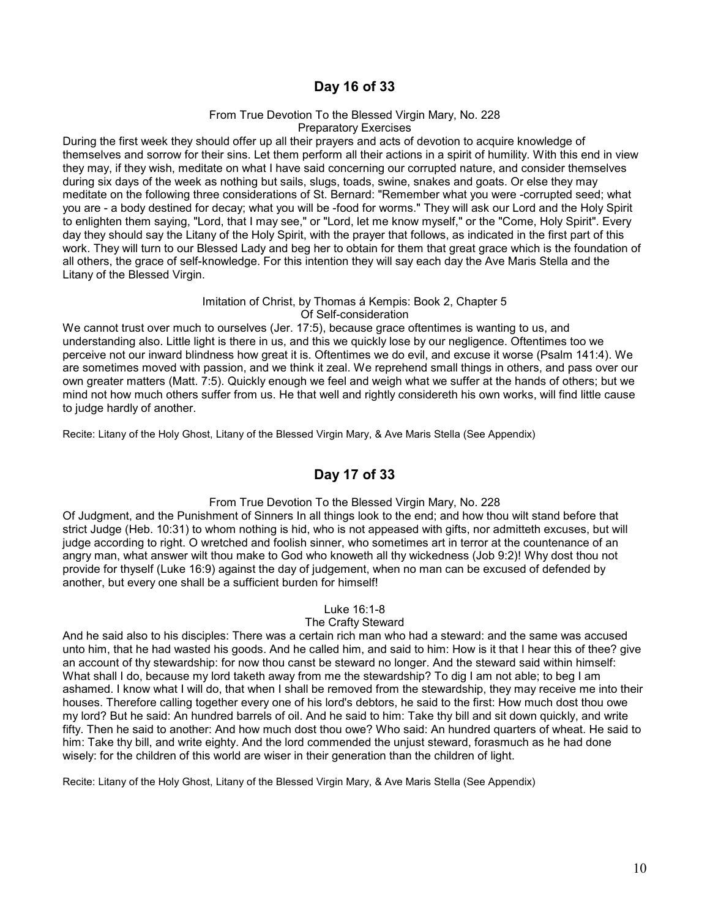## Day 16 of 33

From True Devotion To the Blessed Virgin Mary, No. 228
Preparatory Exercises

During the first week they should offer up all their prayers and acts of devotion to acquire knowledge of themselves and sorrow for their sins. Let them perform all their actions in a spirit of humility. With this end in view they may, if they wish, meditate on what I have said concerning our corrupted nature, and consider themselves during six days of the week as nothing but sails, slugs, toads, swine, snakes and goats. Or else they may meditate on the following three considerations of St. Bernard: "Remember what you were -corrupted seed; what you are - a body destined for decay; what you will be -food for worms." They will ask our Lord and the Holy Spirit to enlighten them saying, "Lord, that I may see," or "Lord, let me know myself," or the "Come, Holy Spirit". Every day they should say the Litany of the Holy Spirit, with the prayer that follows, as indicated in the first part of this work. They will turn to our Blessed Lady and beg her to obtain for them that great grace which is the foundation of all others, the grace of self-knowledge. For this intention they will say each day the Ave Maris Stella and the Litany of the Blessed Virgin.

Imitation of Christ, by Thomas á Kempis: Book 2, Chapter 5
Of Self-consideration

We cannot trust over much to ourselves (Jer. 17:5), because grace oftentimes is wanting to us, and understanding also. Little light is there in us, and this we quickly lose by our negligence. Oftentimes too we perceive not our inward blindness how great it is. Oftentimes we do evil, and excuse it worse (Psalm 141:4). We are sometimes moved with passion, and we think it zeal. We reprehend small things in others, and pass over our own greater matters (Matt. 7:5). Quickly enough we feel and weigh what we suffer at the hands of others; but we mind not how much others suffer from us. He that well and rightly considereth his own works, will find little cause to judge hardly of another.

Recite: Litany of the Holy Ghost, Litany of the Blessed Virgin Mary, & Ave Maris Stella (See Appendix)

## Day 17 of 33

From True Devotion To the Blessed Virgin Mary, No. 228

Of Judgment, and the Punishment of Sinners In all things look to the end; and how thou wilt stand before that strict Judge (Heb. 10:31) to whom nothing is hid, who is not appeased with gifts, nor admitteth excuses, but will judge according to right. O wretched and foolish sinner, who sometimes art in terror at the countenance of an angry man, what answer wilt thou make to God who knoweth all thy wickedness (Job 9:2)! Why dost thou not provide for thyself (Luke 16:9) against the day of judgement, when no man can be excused of defended by another, but every one shall be a sufficient burden for himself!

Luke 16:1-8
The Crafty Steward

And he said also to his disciples: There was a certain rich man who had a steward: and the same was accused unto him, that he had wasted his goods. And he called him, and said to him: How is it that I hear this of thee? give an account of thy stewardship: for now thou canst be steward no longer. And the steward said within himself: What shall I do, because my lord taketh away from me the stewardship? To dig I am not able; to beg I am ashamed. I know what I will do, that when I shall be removed from the stewardship, they may receive me into their houses. Therefore calling together every one of his lord's debtors, he said to the first: How much dost thou owe my lord? But he said: An hundred barrels of oil. And he said to him: Take thy bill and sit down quickly, and write fifty. Then he said to another: And how much dost thou owe? Who said: An hundred quarters of wheat. He said to him: Take thy bill, and write eighty. And the lord commended the unjust steward, forasmuch as he had done wisely: for the children of this world are wiser in their generation than the children of light.

Recite: Litany of the Holy Ghost, Litany of the Blessed Virgin Mary, & Ave Maris Stella (See Appendix)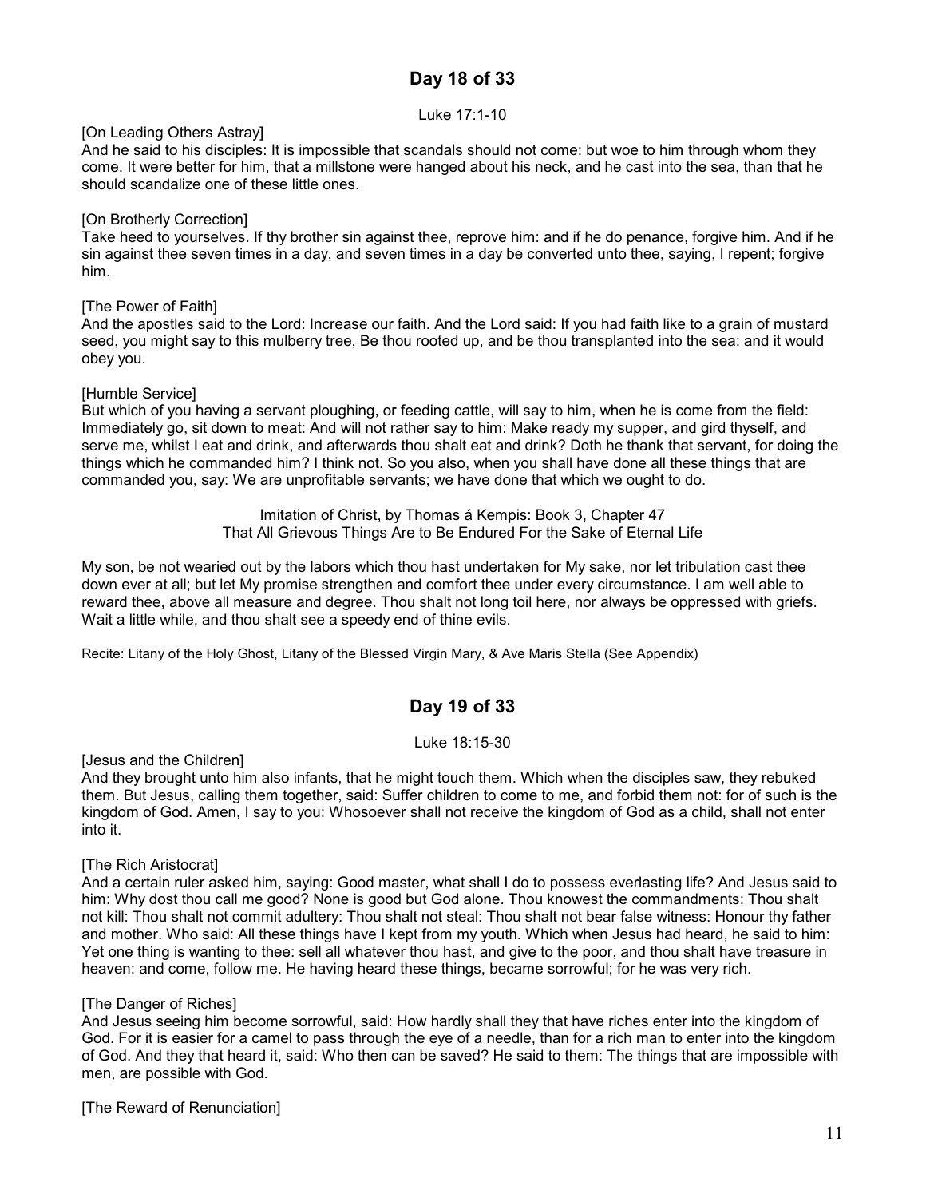## Day 18 of 33

Luke 17:1-10

[On Leading Others Astray]
And he said to his disciples: It is impossible that scandals should not come: but woe to him through whom they come. It were better for him, that a millstone were hanged about his neck, and he cast into the sea, than that he should scandalize one of these little ones.

[On Brotherly Correction]
Take heed to yourselves. If thy brother sin against thee, reprove him: and if he do penance, forgive him. And if he sin against thee seven times in a day, and seven times in a day be converted unto thee, saying, I repent; forgive him.

[The Power of Faith]
And the apostles said to the Lord: Increase our faith. And the Lord said: If you had faith like to a grain of mustard seed, you might say to this mulberry tree, Be thou rooted up, and be thou transplanted into the sea: and it would obey you.

[Humble Service]
But which of you having a servant ploughing, or feeding cattle, will say to him, when he is come from the field: Immediately go, sit down to meat: And will not rather say to him: Make ready my supper, and gird thyself, and serve me, whilst I eat and drink, and afterwards thou shalt eat and drink? Doth he thank that servant, for doing the things which he commanded him? I think not. So you also, when you shall have done all these things that are commanded you, say: We are unprofitable servants; we have done that which we ought to do.

Imitation of Christ, by Thomas á Kempis: Book 3, Chapter 47
That All Grievous Things Are to Be Endured For the Sake of Eternal Life

My son, be not wearied out by the labors which thou hast undertaken for My sake, nor let tribulation cast thee down ever at all; but let My promise strengthen and comfort thee under every circumstance. I am well able to reward thee, above all measure and degree. Thou shalt not long toil here, nor always be oppressed with griefs. Wait a little while, and thou shalt see a speedy end of thine evils.

Recite: Litany of the Holy Ghost, Litany of the Blessed Virgin Mary, & Ave Maris Stella (See Appendix)

## Day 19 of 33

Luke 18:15-30

[Jesus and the Children]
And they brought unto him also infants, that he might touch them. Which when the disciples saw, they rebuked them. But Jesus, calling them together, said: Suffer children to come to me, and forbid them not: for of such is the kingdom of God. Amen, I say to you: Whosoever shall not receive the kingdom of God as a child, shall not enter into it.

[The Rich Aristocrat]
And a certain ruler asked him, saying: Good master, what shall I do to possess everlasting life? And Jesus said to him: Why dost thou call me good? None is good but God alone. Thou knowest the commandments: Thou shalt not kill: Thou shalt not commit adultery: Thou shalt not steal: Thou shalt not bear false witness: Honour thy father and mother. Who said: All these things have I kept from my youth. Which when Jesus had heard, he said to him: Yet one thing is wanting to thee: sell all whatever thou hast, and give to the poor, and thou shalt have treasure in heaven: and come, follow me. He having heard these things, became sorrowful; for he was very rich.

[The Danger of Riches]
And Jesus seeing him become sorrowful, said: How hardly shall they that have riches enter into the kingdom of God. For it is easier for a camel to pass through the eye of a needle, than for a rich man to enter into the kingdom of God. And they that heard it, said: Who then can be saved? He said to them: The things that are impossible with men, are possible with God.

[The Reward of Renunciation]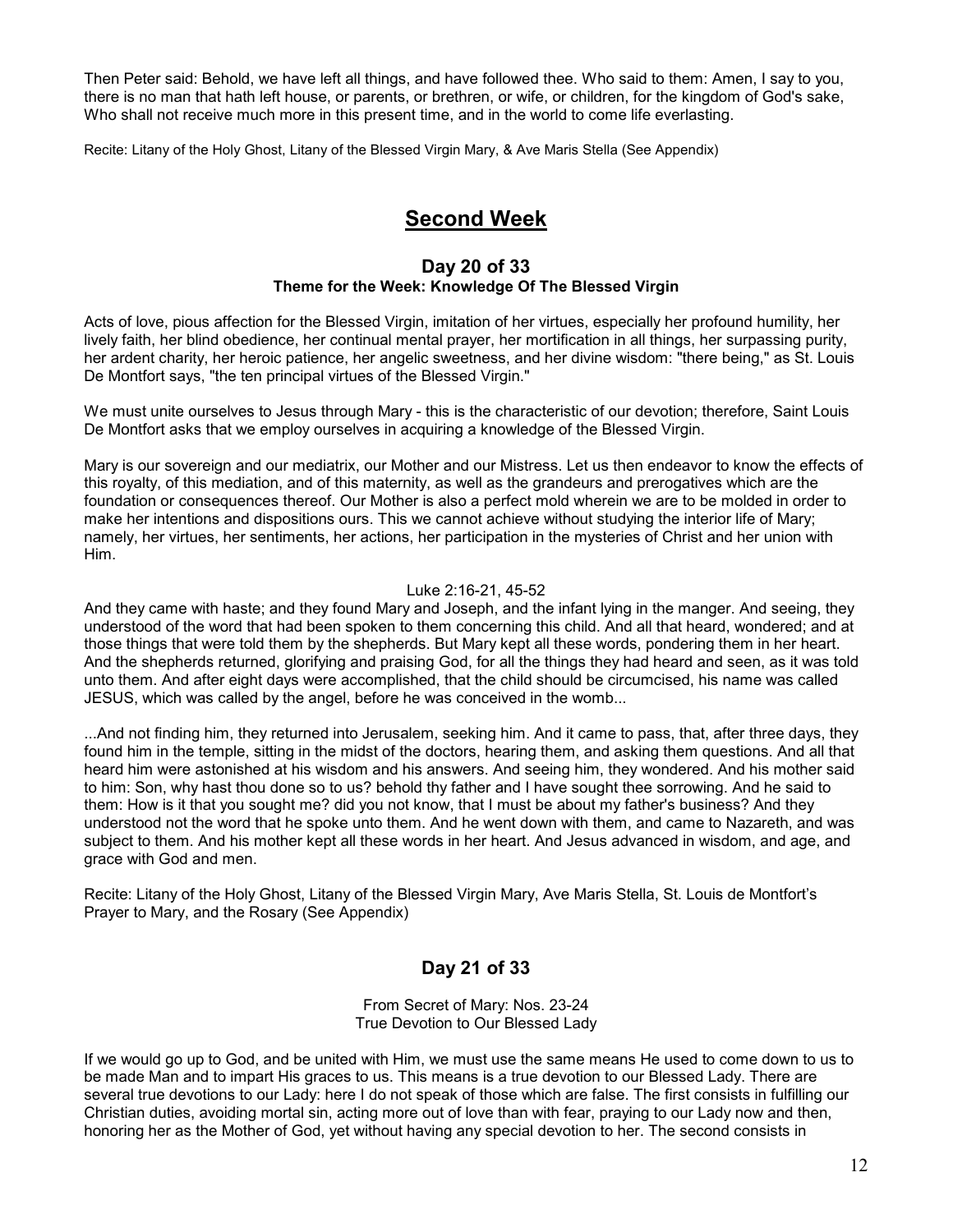Then Peter said: Behold, we have left all things, and have followed thee. Who said to them: Amen, I say to you, there is no man that hath left house, or parents, or brethren, or wife, or children, for the kingdom of God's sake, Who shall not receive much more in this present time, and in the world to come life everlasting.

Recite: Litany of the Holy Ghost, Litany of the Blessed Virgin Mary, & Ave Maris Stella (See Appendix)

# Second Week

## Day 20 of 33

### Theme for the Week: Knowledge Of The Blessed Virgin

Acts of love, pious affection for the Blessed Virgin, imitation of her virtues, especially her profound humility, her lively faith, her blind obedience, her continual mental prayer, her mortification in all things, her surpassing purity, her ardent charity, her heroic patience, her angelic sweetness, and her divine wisdom: "there being," as St. Louis De Montfort says, "the ten principal virtues of the Blessed Virgin."

We must unite ourselves to Jesus through Mary - this is the characteristic of our devotion; therefore, Saint Louis De Montfort asks that we employ ourselves in acquiring a knowledge of the Blessed Virgin.

Mary is our sovereign and our mediatrix, our Mother and our Mistress. Let us then endeavor to know the effects of this royalty, of this mediation, and of this maternity, as well as the grandeurs and prerogatives which are the foundation or consequences thereof. Our Mother is also a perfect mold wherein we are to be molded in order to make her intentions and dispositions ours. This we cannot achieve without studying the interior life of Mary; namely, her virtues, her sentiments, her actions, her participation in the mysteries of Christ and her union with Him.

Luke 2:16-21, 45-52

And they came with haste; and they found Mary and Joseph, and the infant lying in the manger. And seeing, they understood of the word that had been spoken to them concerning this child. And all that heard, wondered; and at those things that were told them by the shepherds. But Mary kept all these words, pondering them in her heart. And the shepherds returned, glorifying and praising God, for all the things they had heard and seen, as it was told unto them. And after eight days were accomplished, that the child should be circumcised, his name was called JESUS, which was called by the angel, before he was conceived in the womb...

...And not finding him, they returned into Jerusalem, seeking him. And it came to pass, that, after three days, they found him in the temple, sitting in the midst of the doctors, hearing them, and asking them questions. And all that heard him were astonished at his wisdom and his answers. And seeing him, they wondered. And his mother said to him: Son, why hast thou done so to us? behold thy father and I have sought thee sorrowing. And he said to them: How is it that you sought me? did you not know, that I must be about my father's business? And they understood not the word that he spoke unto them. And he went down with them, and came to Nazareth, and was subject to them. And his mother kept all these words in her heart. And Jesus advanced in wisdom, and age, and grace with God and men.

Recite: Litany of the Holy Ghost, Litany of the Blessed Virgin Mary, Ave Maris Stella, St. Louis de Montfort's Prayer to Mary, and the Rosary (See Appendix)

## Day 21 of 33

From Secret of Mary: Nos. 23-24
True Devotion to Our Blessed Lady

If we would go up to God, and be united with Him, we must use the same means He used to come down to us to be made Man and to impart His graces to us. This means is a true devotion to our Blessed Lady. There are several true devotions to our Lady: here I do not speak of those which are false. The first consists in fulfilling our Christian duties, avoiding mortal sin, acting more out of love than with fear, praying to our Lady now and then, honoring her as the Mother of God, yet without having any special devotion to her. The second consists in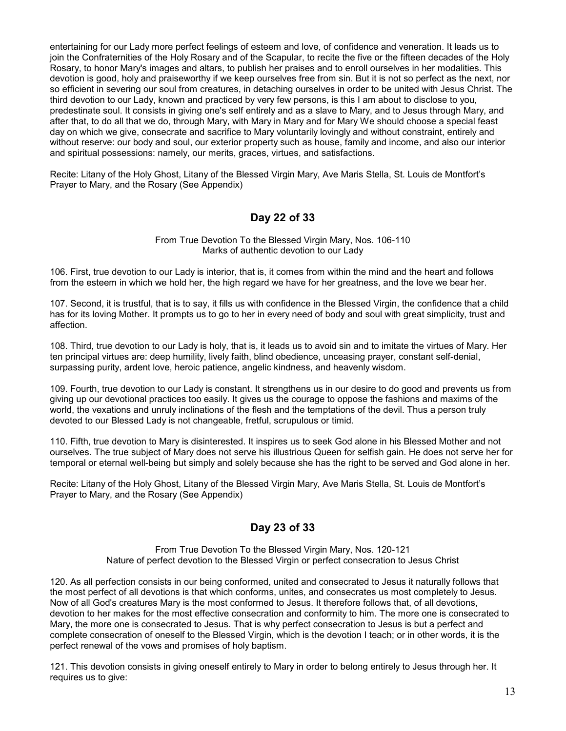entertaining for our Lady more perfect feelings of esteem and love, of confidence and veneration. It leads us to join the Confraternities of the Holy Rosary and of the Scapular, to recite the five or the fifteen decades of the Holy Rosary, to honor Mary's images and altars, to publish her praises and to enroll ourselves in her modalities. This devotion is good, holy and praiseworthy if we keep ourselves free from sin. But it is not so perfect as the next, nor so efficient in severing our soul from creatures, in detaching ourselves in order to be united with Jesus Christ. The third devotion to our Lady, known and practiced by very few persons, is this I am about to disclose to you, predestinate soul. It consists in giving one's self entirely and as a slave to Mary, and to Jesus through Mary, and after that, to do all that we do, through Mary, with Mary in Mary and for Mary We should choose a special feast day on which we give, consecrate and sacrifice to Mary voluntarily lovingly and without constraint, entirely and without reserve: our body and soul, our exterior property such as house, family and income, and also our interior and spiritual possessions: namely, our merits, graces, virtues, and satisfactions.

Recite: Litany of the Holy Ghost, Litany of the Blessed Virgin Mary, Ave Maris Stella, St. Louis de Montfort's Prayer to Mary, and the Rosary (See Appendix)

## Day 22 of 33

From True Devotion To the Blessed Virgin Mary, Nos. 106-110
Marks of authentic devotion to our Lady

106. First, true devotion to our Lady is interior, that is, it comes from within the mind and the heart and follows from the esteem in which we hold her, the high regard we have for her greatness, and the love we bear her.

107. Second, it is trustful, that is to say, it fills us with confidence in the Blessed Virgin, the confidence that a child has for its loving Mother. It prompts us to go to her in every need of body and soul with great simplicity, trust and affection.

108. Third, true devotion to our Lady is holy, that is, it leads us to avoid sin and to imitate the virtues of Mary. Her ten principal virtues are: deep humility, lively faith, blind obedience, unceasing prayer, constant self-denial, surpassing purity, ardent love, heroic patience, angelic kindness, and heavenly wisdom.

109. Fourth, true devotion to our Lady is constant. It strengthens us in our desire to do good and prevents us from giving up our devotional practices too easily. It gives us the courage to oppose the fashions and maxims of the world, the vexations and unruly inclinations of the flesh and the temptations of the devil. Thus a person truly devoted to our Blessed Lady is not changeable, fretful, scrupulous or timid.

110. Fifth, true devotion to Mary is disinterested. It inspires us to seek God alone in his Blessed Mother and not ourselves. The true subject of Mary does not serve his illustrious Queen for selfish gain. He does not serve her for temporal or eternal well-being but simply and solely because she has the right to be served and God alone in her.

Recite: Litany of the Holy Ghost, Litany of the Blessed Virgin Mary, Ave Maris Stella, St. Louis de Montfort's Prayer to Mary, and the Rosary (See Appendix)

## Day 23 of 33

From True Devotion To the Blessed Virgin Mary, Nos. 120-121
Nature of perfect devotion to the Blessed Virgin or perfect consecration to Jesus Christ

120. As all perfection consists in our being conformed, united and consecrated to Jesus it naturally follows that the most perfect of all devotions is that which conforms, unites, and consecrates us most completely to Jesus. Now of all God's creatures Mary is the most conformed to Jesus. It therefore follows that, of all devotions, devotion to her makes for the most effective consecration and conformity to him. The more one is consecrated to Mary, the more one is consecrated to Jesus. That is why perfect consecration to Jesus is but a perfect and complete consecration of oneself to the Blessed Virgin, which is the devotion I teach; or in other words, it is the perfect renewal of the vows and promises of holy baptism.

121. This devotion consists in giving oneself entirely to Mary in order to belong entirely to Jesus through her. It requires us to give: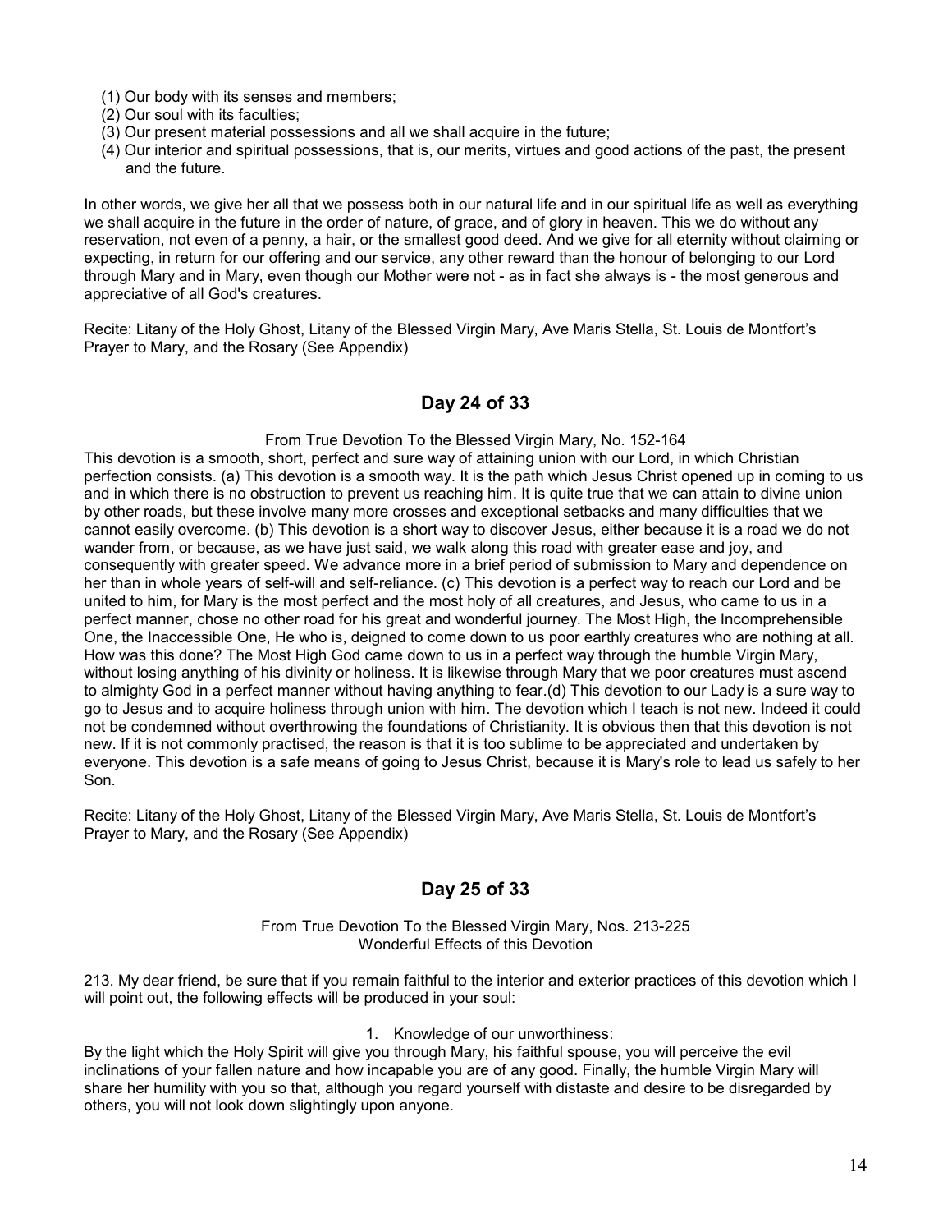(1) Our body with its senses and members;
(2) Our soul with its faculties;
(3) Our present material possessions and all we shall acquire in the future;
(4) Our interior and spiritual possessions, that is, our merits, virtues and good actions of the past, the present and the future.

In other words, we give her all that we possess both in our natural life and in our spiritual life as well as everything we shall acquire in the future in the order of nature, of grace, and of glory in heaven. This we do without any reservation, not even of a penny, a hair, or the smallest good deed. And we give for all eternity without claiming or expecting, in return for our offering and our service, any other reward than the honour of belonging to our Lord through Mary and in Mary, even though our Mother were not - as in fact she always is - the most generous and appreciative of all God's creatures.

Recite: Litany of the Holy Ghost, Litany of the Blessed Virgin Mary, Ave Maris Stella, St. Louis de Montfort's Prayer to Mary, and the Rosary (See Appendix)

## Day 24 of 33

From True Devotion To the Blessed Virgin Mary, No. 152-164

This devotion is a smooth, short, perfect and sure way of attaining union with our Lord, in which Christian perfection consists. (a) This devotion is a smooth way. It is the path which Jesus Christ opened up in coming to us and in which there is no obstruction to prevent us reaching him. It is quite true that we can attain to divine union by other roads, but these involve many more crosses and exceptional setbacks and many difficulties that we cannot easily overcome. (b) This devotion is a short way to discover Jesus, either because it is a road we do not wander from, or because, as we have just said, we walk along this road with greater ease and joy, and consequently with greater speed. We advance more in a brief period of submission to Mary and dependence on her than in whole years of self-will and self-reliance. (c) This devotion is a perfect way to reach our Lord and be united to him, for Mary is the most perfect and the most holy of all creatures, and Jesus, who came to us in a perfect manner, chose no other road for his great and wonderful journey. The Most High, the Incomprehensible One, the Inaccessible One, He who is, deigned to come down to us poor earthly creatures who are nothing at all. How was this done? The Most High God came down to us in a perfect way through the humble Virgin Mary, without losing anything of his divinity or holiness. It is likewise through Mary that we poor creatures must ascend to almighty God in a perfect manner without having anything to fear.(d) This devotion to our Lady is a sure way to go to Jesus and to acquire holiness through union with him. The devotion which I teach is not new. Indeed it could not be condemned without overthrowing the foundations of Christianity. It is obvious then that this devotion is not new. If it is not commonly practised, the reason is that it is too sublime to be appreciated and undertaken by everyone. This devotion is a safe means of going to Jesus Christ, because it is Mary's role to lead us safely to her Son.

Recite: Litany of the Holy Ghost, Litany of the Blessed Virgin Mary, Ave Maris Stella, St. Louis de Montfort's Prayer to Mary, and the Rosary (See Appendix)

## Day 25 of 33

From True Devotion To the Blessed Virgin Mary, Nos. 213-225
Wonderful Effects of this Devotion

213. My dear friend, be sure that if you remain faithful to the interior and exterior practices of this devotion which I will point out, the following effects will be produced in your soul:

1. Knowledge of our unworthiness:

By the light which the Holy Spirit will give you through Mary, his faithful spouse, you will perceive the evil inclinations of your fallen nature and how incapable you are of any good. Finally, the humble Virgin Mary will share her humility with you so that, although you regard yourself with distaste and desire to be disregarded by others, you will not look down slightingly upon anyone.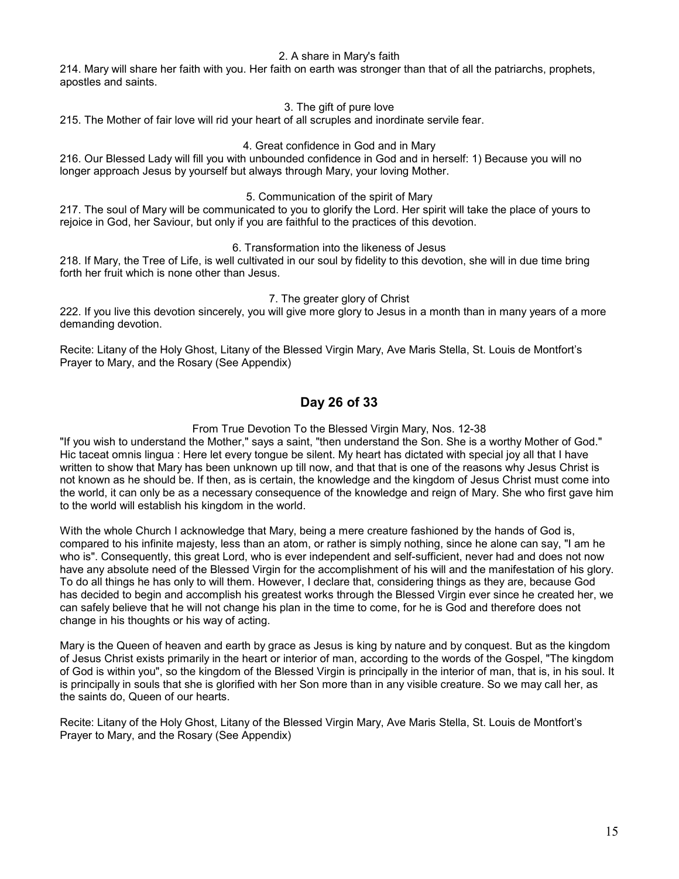2. A share in Mary's faith

214. Mary will share her faith with you. Her faith on earth was stronger than that of all the patriarchs, prophets, apostles and saints.

3. The gift of pure love

215. The Mother of fair love will rid your heart of all scruples and inordinate servile fear.

4. Great confidence in God and in Mary

216. Our Blessed Lady will fill you with unbounded confidence in God and in herself: 1) Because you will no longer approach Jesus by yourself but always through Mary, your loving Mother.

5. Communication of the spirit of Mary

217. The soul of Mary will be communicated to you to glorify the Lord. Her spirit will take the place of yours to rejoice in God, her Saviour, but only if you are faithful to the practices of this devotion.

6. Transformation into the likeness of Jesus

218. If Mary, the Tree of Life, is well cultivated in our soul by fidelity to this devotion, she will in due time bring forth her fruit which is none other than Jesus.

7. The greater glory of Christ

222. If you live this devotion sincerely, you will give more glory to Jesus in a month than in many years of a more demanding devotion.

Recite: Litany of the Holy Ghost, Litany of the Blessed Virgin Mary, Ave Maris Stella, St. Louis de Montfort's Prayer to Mary, and the Rosary (See Appendix)

## Day 26 of 33

From True Devotion To the Blessed Virgin Mary, Nos. 12-38

"If you wish to understand the Mother," says a saint, "then understand the Son. She is a worthy Mother of God." Hic taceat omnis lingua : Here let every tongue be silent. My heart has dictated with special joy all that I have written to show that Mary has been unknown up till now, and that that is one of the reasons why Jesus Christ is not known as he should be. If then, as is certain, the knowledge and the kingdom of Jesus Christ must come into the world, it can only be as a necessary consequence of the knowledge and reign of Mary. She who first gave him to the world will establish his kingdom in the world.

With the whole Church I acknowledge that Mary, being a mere creature fashioned by the hands of God is, compared to his infinite majesty, less than an atom, or rather is simply nothing, since he alone can say, "I am he who is". Consequently, this great Lord, who is ever independent and self-sufficient, never had and does not now have any absolute need of the Blessed Virgin for the accomplishment of his will and the manifestation of his glory. To do all things he has only to will them. However, I declare that, considering things as they are, because God has decided to begin and accomplish his greatest works through the Blessed Virgin ever since he created her, we can safely believe that he will not change his plan in the time to come, for he is God and therefore does not change in his thoughts or his way of acting.

Mary is the Queen of heaven and earth by grace as Jesus is king by nature and by conquest. But as the kingdom of Jesus Christ exists primarily in the heart or interior of man, according to the words of the Gospel, "The kingdom of God is within you", so the kingdom of the Blessed Virgin is principally in the interior of man, that is, in his soul. It is principally in souls that she is glorified with her Son more than in any visible creature. So we may call her, as the saints do, Queen of our hearts.

Recite: Litany of the Holy Ghost, Litany of the Blessed Virgin Mary, Ave Maris Stella, St. Louis de Montfort's Prayer to Mary, and the Rosary (See Appendix)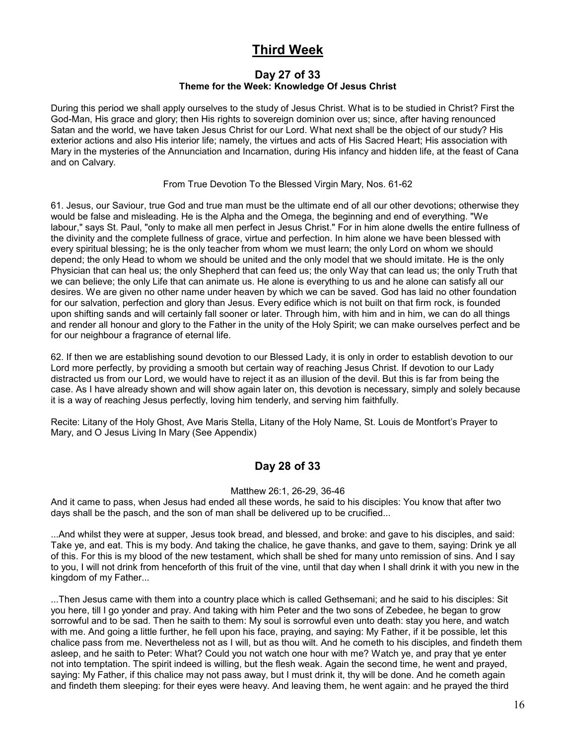# Third Week

## Day 27 of 33

### Theme for the Week: Knowledge Of Jesus Christ

During this period we shall apply ourselves to the study of Jesus Christ. What is to be studied in Christ? First the God-Man, His grace and glory; then His rights to sovereign dominion over us; since, after having renounced Satan and the world, we have taken Jesus Christ for our Lord. What next shall be the object of our study? His exterior actions and also His interior life; namely, the virtues and acts of His Sacred Heart; His association with Mary in the mysteries of the Annunciation and Incarnation, during His infancy and hidden life, at the feast of Cana and on Calvary.

From True Devotion To the Blessed Virgin Mary, Nos. 61-62

61. Jesus, our Saviour, true God and true man must be the ultimate end of all our other devotions; otherwise they would be false and misleading. He is the Alpha and the Omega, the beginning and end of everything. "We labour," says St. Paul, "only to make all men perfect in Jesus Christ." For in him alone dwells the entire fullness of the divinity and the complete fullness of grace, virtue and perfection. In him alone we have been blessed with every spiritual blessing; he is the only teacher from whom we must learn; the only Lord on whom we should depend; the only Head to whom we should be united and the only model that we should imitate. He is the only Physician that can heal us; the only Shepherd that can feed us; the only Way that can lead us; the only Truth that we can believe; the only Life that can animate us. He alone is everything to us and he alone can satisfy all our desires. We are given no other name under heaven by which we can be saved. God has laid no other foundation for our salvation, perfection and glory than Jesus. Every edifice which is not built on that firm rock, is founded upon shifting sands and will certainly fall sooner or later. Through him, with him and in him, we can do all things and render all honour and glory to the Father in the unity of the Holy Spirit; we can make ourselves perfect and be for our neighbour a fragrance of eternal life.

62. If then we are establishing sound devotion to our Blessed Lady, it is only in order to establish devotion to our Lord more perfectly, by providing a smooth but certain way of reaching Jesus Christ. If devotion to our Lady distracted us from our Lord, we would have to reject it as an illusion of the devil. But this is far from being the case. As I have already shown and will show again later on, this devotion is necessary, simply and solely because it is a way of reaching Jesus perfectly, loving him tenderly, and serving him faithfully.

Recite: Litany of the Holy Ghost, Ave Maris Stella, Litany of the Holy Name, St. Louis de Montfort's Prayer to Mary, and O Jesus Living In Mary (See Appendix)

## Day 28 of 33

Matthew 26:1, 26-29, 36-46

And it came to pass, when Jesus had ended all these words, he said to his disciples: You know that after two days shall be the pasch, and the son of man shall be delivered up to be crucified...

...And whilst they were at supper, Jesus took bread, and blessed, and broke: and gave to his disciples, and said: Take ye, and eat. This is my body. And taking the chalice, he gave thanks, and gave to them, saying: Drink ye all of this. For this is my blood of the new testament, which shall be shed for many unto remission of sins. And I say to you, I will not drink from henceforth of this fruit of the vine, until that day when I shall drink it with you new in the kingdom of my Father...

...Then Jesus came with them into a country place which is called Gethsemani; and he said to his disciples: Sit you here, till I go yonder and pray. And taking with him Peter and the two sons of Zebedee, he began to grow sorrowful and to be sad. Then he saith to them: My soul is sorrowful even unto death: stay you here, and watch with me. And going a little further, he fell upon his face, praying, and saying: My Father, if it be possible, let this chalice pass from me. Nevertheless not as I will, but as thou wilt. And he cometh to his disciples, and findeth them asleep, and he saith to Peter: What? Could you not watch one hour with me? Watch ye, and pray that ye enter not into temptation. The spirit indeed is willing, but the flesh weak. Again the second time, he went and prayed, saying: My Father, if this chalice may not pass away, but I must drink it, thy will be done. And he cometh again and findeth them sleeping: for their eyes were heavy. And leaving them, he went again: and he prayed the third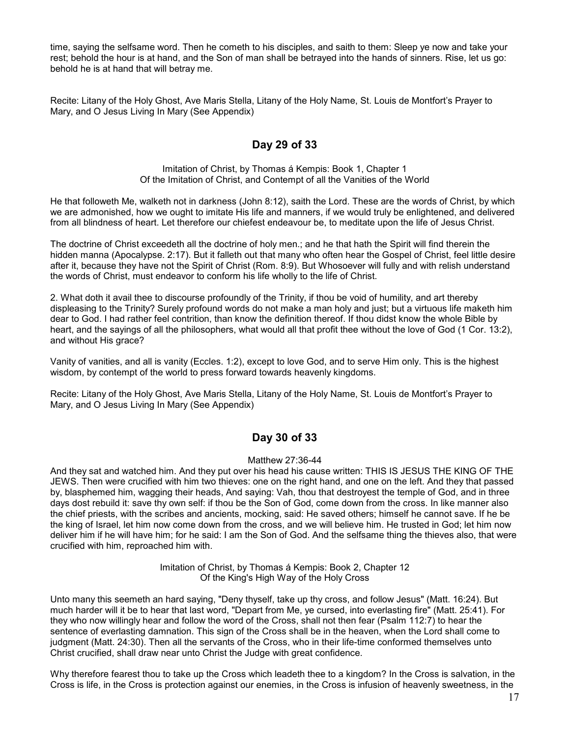time, saying the selfsame word. Then he cometh to his disciples, and saith to them: Sleep ye now and take your rest; behold the hour is at hand, and the Son of man shall be betrayed into the hands of sinners. Rise, let us go: behold he is at hand that will betray me.

Recite: Litany of the Holy Ghost, Ave Maris Stella, Litany of the Holy Name, St. Louis de Montfort's Prayer to Mary, and O Jesus Living In Mary (See Appendix)

## Day 29 of 33

Imitation of Christ, by Thomas á Kempis: Book 1, Chapter 1
Of the Imitation of Christ, and Contempt of all the Vanities of the World

He that followeth Me, walketh not in darkness (John 8:12), saith the Lord. These are the words of Christ, by which we are admonished, how we ought to imitate His life and manners, if we would truly be enlightened, and delivered from all blindness of heart. Let therefore our chiefest endeavour be, to meditate upon the life of Jesus Christ.

The doctrine of Christ exceedeth all the doctrine of holy men.; and he that hath the Spirit will find therein the hidden manna (Apocalypse. 2:17). But it falleth out that many who often hear the Gospel of Christ, feel little desire after it, because they have not the Spirit of Christ (Rom. 8:9). But Whosoever will fully and with relish understand the words of Christ, must endeavor to conform his life wholly to the life of Christ.

2. What doth it avail thee to discourse profoundly of the Trinity, if thou be void of humility, and art thereby displeasing to the Trinity? Surely profound words do not make a man holy and just; but a virtuous life maketh him dear to God. I had rather feel contrition, than know the definition thereof. If thou didst know the whole Bible by heart, and the sayings of all the philosophers, what would all that profit thee without the love of God (1 Cor. 13:2), and without His grace?

Vanity of vanities, and all is vanity (Eccles. 1:2), except to love God, and to serve Him only. This is the highest wisdom, by contempt of the world to press forward towards heavenly kingdoms.

Recite: Litany of the Holy Ghost, Ave Maris Stella, Litany of the Holy Name, St. Louis de Montfort's Prayer to Mary, and O Jesus Living In Mary (See Appendix)

## Day 30 of 33

Matthew 27:36-44

And they sat and watched him. And they put over his head his cause written: THIS IS JESUS THE KING OF THE JEWS. Then were crucified with him two thieves: one on the right hand, and one on the left. And they that passed by, blasphemed him, wagging their heads, And saying: Vah, thou that destroyest the temple of God, and in three days dost rebuild it: save thy own self: if thou be the Son of God, come down from the cross. In like manner also the chief priests, with the scribes and ancients, mocking, said: He saved others; himself he cannot save. If he be the king of Israel, let him now come down from the cross, and we will believe him. He trusted in God; let him now deliver him if he will have him; for he said: I am the Son of God. And the selfsame thing the thieves also, that were crucified with him, reproached him with.

Imitation of Christ, by Thomas á Kempis: Book 2, Chapter 12
Of the King's High Way of the Holy Cross

Unto many this seemeth an hard saying, "Deny thyself, take up thy cross, and follow Jesus" (Matt. 16:24). But much harder will it be to hear that last word, "Depart from Me, ye cursed, into everlasting fire" (Matt. 25:41). For they who now willingly hear and follow the word of the Cross, shall not then fear (Psalm 112:7) to hear the sentence of everlasting damnation. This sign of the Cross shall be in the heaven, when the Lord shall come to judgment (Matt. 24:30). Then all the servants of the Cross, who in their life-time conformed themselves unto Christ crucified, shall draw near unto Christ the Judge with great confidence.

Why therefore fearest thou to take up the Cross which leadeth thee to a kingdom? In the Cross is salvation, in the Cross is life, in the Cross is protection against our enemies, in the Cross is infusion of heavenly sweetness, in the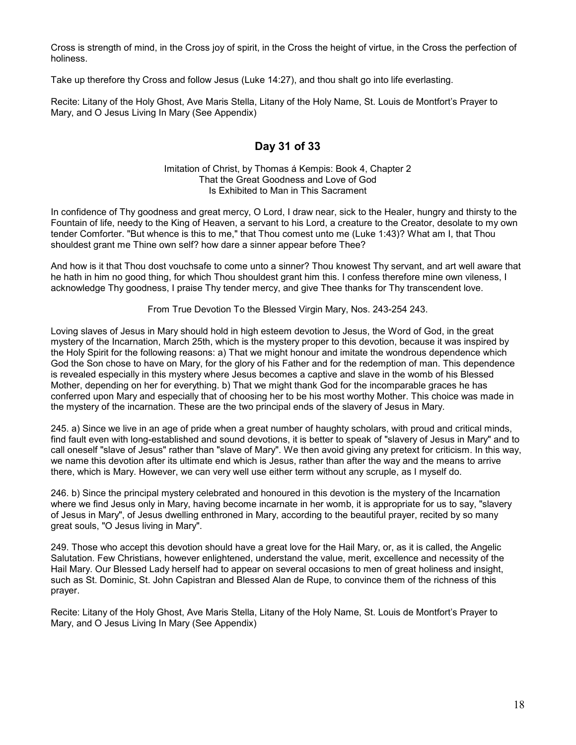Cross is strength of mind, in the Cross joy of spirit, in the Cross the height of virtue, in the Cross the perfection of holiness.

Take up therefore thy Cross and follow Jesus (Luke 14:27), and thou shalt go into life everlasting.

Recite: Litany of the Holy Ghost, Ave Maris Stella, Litany of the Holy Name, St. Louis de Montfort's Prayer to Mary, and O Jesus Living In Mary (See Appendix)

## Day 31 of 33

Imitation of Christ, by Thomas á Kempis: Book 4, Chapter 2
That the Great Goodness and Love of God
Is Exhibited to Man in This Sacrament

In confidence of Thy goodness and great mercy, O Lord, I draw near, sick to the Healer, hungry and thirsty to the Fountain of life, needy to the King of Heaven, a servant to his Lord, a creature to the Creator, desolate to my own tender Comforter. "But whence is this to me," that Thou comest unto me (Luke 1:43)? What am I, that Thou shouldest grant me Thine own self? how dare a sinner appear before Thee?

And how is it that Thou dost vouchsafe to come unto a sinner? Thou knowest Thy servant, and art well aware that he hath in him no good thing, for which Thou shouldest grant him this. I confess therefore mine own vileness, I acknowledge Thy goodness, I praise Thy tender mercy, and give Thee thanks for Thy transcendent love.

From True Devotion To the Blessed Virgin Mary, Nos. 243-254 243.

Loving slaves of Jesus in Mary should hold in high esteem devotion to Jesus, the Word of God, in the great mystery of the Incarnation, March 25th, which is the mystery proper to this devotion, because it was inspired by the Holy Spirit for the following reasons: a) That we might honour and imitate the wondrous dependence which God the Son chose to have on Mary, for the glory of his Father and for the redemption of man. This dependence is revealed especially in this mystery where Jesus becomes a captive and slave in the womb of his Blessed Mother, depending on her for everything. b) That we might thank God for the incomparable graces he has conferred upon Mary and especially that of choosing her to be his most worthy Mother. This choice was made in the mystery of the incarnation. These are the two principal ends of the slavery of Jesus in Mary.

245. a) Since we live in an age of pride when a great number of haughty scholars, with proud and critical minds, find fault even with long-established and sound devotions, it is better to speak of "slavery of Jesus in Mary" and to call oneself "slave of Jesus" rather than "slave of Mary". We then avoid giving any pretext for criticism. In this way, we name this devotion after its ultimate end which is Jesus, rather than after the way and the means to arrive there, which is Mary. However, we can very well use either term without any scruple, as I myself do.

246. b) Since the principal mystery celebrated and honoured in this devotion is the mystery of the Incarnation where we find Jesus only in Mary, having become incarnate in her womb, it is appropriate for us to say, "slavery of Jesus in Mary", of Jesus dwelling enthroned in Mary, according to the beautiful prayer, recited by so many great souls, "O Jesus living in Mary".

249. Those who accept this devotion should have a great love for the Hail Mary, or, as it is called, the Angelic Salutation. Few Christians, however enlightened, understand the value, merit, excellence and necessity of the Hail Mary. Our Blessed Lady herself had to appear on several occasions to men of great holiness and insight, such as St. Dominic, St. John Capistran and Blessed Alan de Rupe, to convince them of the richness of this prayer.

Recite: Litany of the Holy Ghost, Ave Maris Stella, Litany of the Holy Name, St. Louis de Montfort's Prayer to Mary, and O Jesus Living In Mary (See Appendix)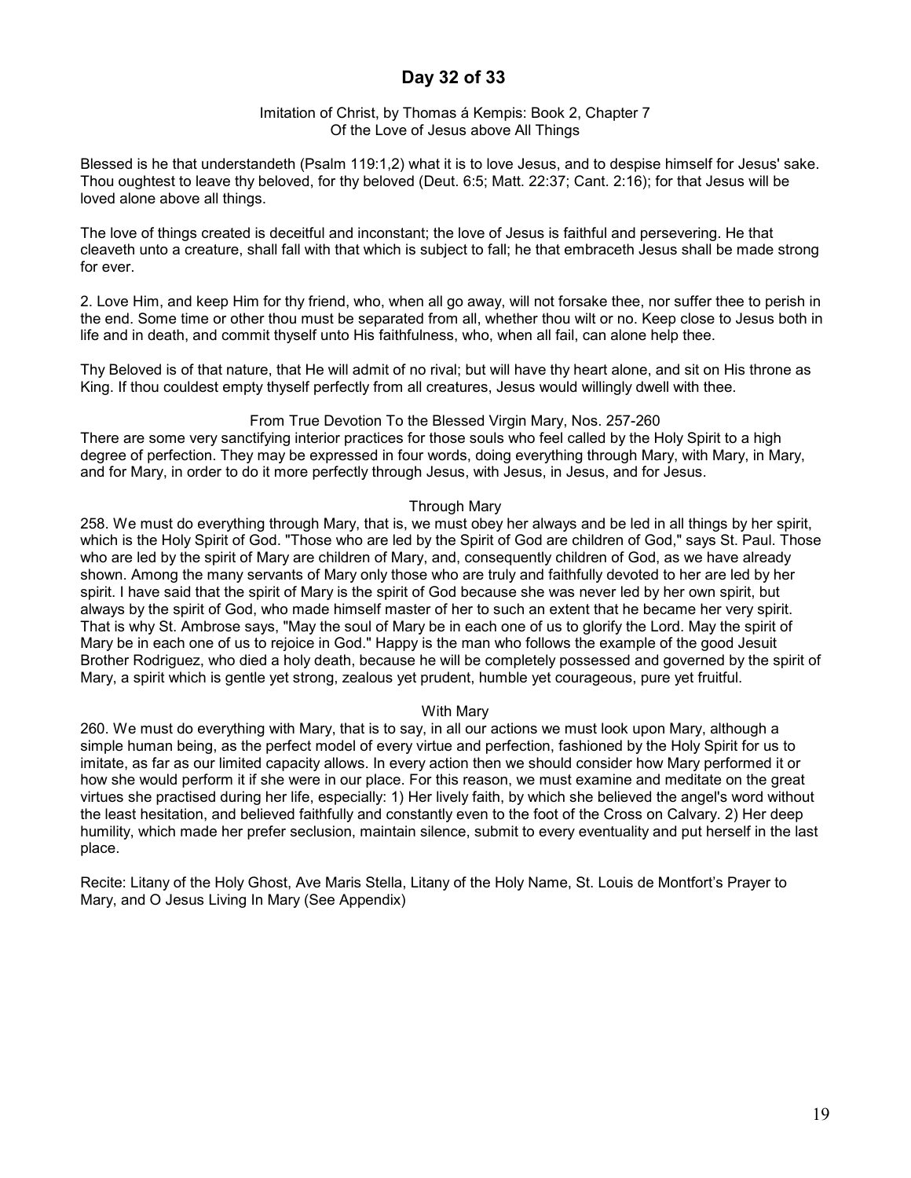## Day 32 of 33

Imitation of Christ, by Thomas á Kempis: Book 2, Chapter 7
Of the Love of Jesus above All Things

Blessed is he that understandeth (Psalm 119:1,2) what it is to love Jesus, and to despise himself for Jesus' sake. Thou oughtest to leave thy beloved, for thy beloved (Deut. 6:5; Matt. 22:37; Cant. 2:16); for that Jesus will be loved alone above all things.

The love of things created is deceitful and inconstant; the love of Jesus is faithful and persevering. He that cleaveth unto a creature, shall fall with that which is subject to fall; he that embraceth Jesus shall be made strong for ever.

2. Love Him, and keep Him for thy friend, who, when all go away, will not forsake thee, nor suffer thee to perish in the end. Some time or other thou must be separated from all, whether thou wilt or no. Keep close to Jesus both in life and in death, and commit thyself unto His faithfulness, who, when all fail, can alone help thee.

Thy Beloved is of that nature, that He will admit of no rival; but will have thy heart alone, and sit on His throne as King. If thou couldest empty thyself perfectly from all creatures, Jesus would willingly dwell with thee.

From True Devotion To the Blessed Virgin Mary, Nos. 257-260

There are some very sanctifying interior practices for those souls who feel called by the Holy Spirit to a high degree of perfection. They may be expressed in four words, doing everything through Mary, with Mary, in Mary, and for Mary, in order to do it more perfectly through Jesus, with Jesus, in Jesus, and for Jesus.

Through Mary

258. We must do everything through Mary, that is, we must obey her always and be led in all things by her spirit, which is the Holy Spirit of God. "Those who are led by the Spirit of God are children of God," says St. Paul. Those who are led by the spirit of Mary are children of Mary, and, consequently children of God, as we have already shown. Among the many servants of Mary only those who are truly and faithfully devoted to her are led by her spirit. I have said that the spirit of Mary is the spirit of God because she was never led by her own spirit, but always by the spirit of God, who made himself master of her to such an extent that he became her very spirit. That is why St. Ambrose says, "May the soul of Mary be in each one of us to glorify the Lord. May the spirit of Mary be in each one of us to rejoice in God." Happy is the man who follows the example of the good Jesuit Brother Rodriguez, who died a holy death, because he will be completely possessed and governed by the spirit of Mary, a spirit which is gentle yet strong, zealous yet prudent, humble yet courageous, pure yet fruitful.

With Mary

260. We must do everything with Mary, that is to say, in all our actions we must look upon Mary, although a simple human being, as the perfect model of every virtue and perfection, fashioned by the Holy Spirit for us to imitate, as far as our limited capacity allows. In every action then we should consider how Mary performed it or how she would perform it if she were in our place. For this reason, we must examine and meditate on the great virtues she practised during her life, especially: 1) Her lively faith, by which she believed the angel's word without the least hesitation, and believed faithfully and constantly even to the foot of the Cross on Calvary. 2) Her deep humility, which made her prefer seclusion, maintain silence, submit to every eventuality and put herself in the last place.

Recite: Litany of the Holy Ghost, Ave Maris Stella, Litany of the Holy Name, St. Louis de Montfort's Prayer to Mary, and O Jesus Living In Mary (See Appendix)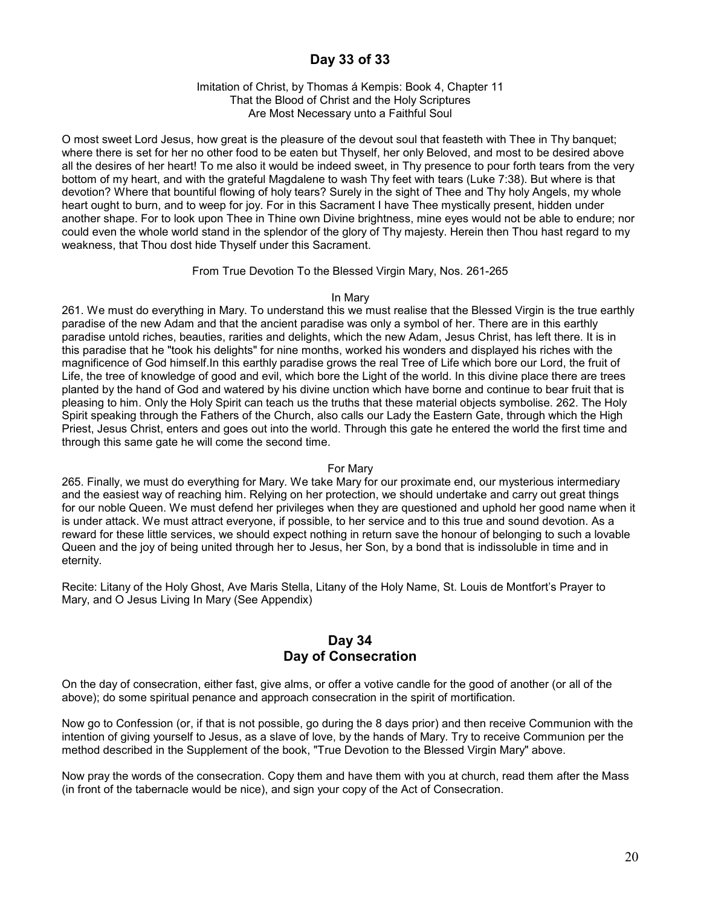## Day 33 of 33

Imitation of Christ, by Thomas á Kempis: Book 4, Chapter 11
That the Blood of Christ and the Holy Scriptures
Are Most Necessary unto a Faithful Soul

O most sweet Lord Jesus, how great is the pleasure of the devout soul that feasteth with Thee in Thy banquet; where there is set for her no other food to be eaten but Thyself, her only Beloved, and most to be desired above all the desires of her heart! To me also it would be indeed sweet, in Thy presence to pour forth tears from the very bottom of my heart, and with the grateful Magdalene to wash Thy feet with tears (Luke 7:38). But where is that devotion? Where that bountiful flowing of holy tears? Surely in the sight of Thee and Thy holy Angels, my whole heart ought to burn, and to weep for joy. For in this Sacrament I have Thee mystically present, hidden under another shape. For to look upon Thee in Thine own Divine brightness, mine eyes would not be able to endure; nor could even the whole world stand in the splendor of the glory of Thy majesty. Herein then Thou hast regard to my weakness, that Thou dost hide Thyself under this Sacrament.

From True Devotion To the Blessed Virgin Mary, Nos. 261-265

In Mary

261. We must do everything in Mary. To understand this we must realise that the Blessed Virgin is the true earthly paradise of the new Adam and that the ancient paradise was only a symbol of her. There are in this earthly paradise untold riches, beauties, rarities and delights, which the new Adam, Jesus Christ, has left there. It is in this paradise that he "took his delights" for nine months, worked his wonders and displayed his riches with the magnificence of God himself.In this earthly paradise grows the real Tree of Life which bore our Lord, the fruit of Life, the tree of knowledge of good and evil, which bore the Light of the world. In this divine place there are trees planted by the hand of God and watered by his divine unction which have borne and continue to bear fruit that is pleasing to him. Only the Holy Spirit can teach us the truths that these material objects symbolise. 262. The Holy Spirit speaking through the Fathers of the Church, also calls our Lady the Eastern Gate, through which the High Priest, Jesus Christ, enters and goes out into the world. Through this gate he entered the world the first time and through this same gate he will come the second time.

For Mary

265. Finally, we must do everything for Mary. We take Mary for our proximate end, our mysterious intermediary and the easiest way of reaching him. Relying on her protection, we should undertake and carry out great things for our noble Queen. We must defend her privileges when they are questioned and uphold her good name when it is under attack. We must attract everyone, if possible, to her service and to this true and sound devotion. As a reward for these little services, we should expect nothing in return save the honour of belonging to such a lovable Queen and the joy of being united through her to Jesus, her Son, by a bond that is indissoluble in time and in eternity.

Recite: Litany of the Holy Ghost, Ave Maris Stella, Litany of the Holy Name, St. Louis de Montfort's Prayer to Mary, and O Jesus Living In Mary (See Appendix)

## Day 34
## Day of Consecration

On the day of consecration, either fast, give alms, or offer a votive candle for the good of another (or all of the above); do some spiritual penance and approach consecration in the spirit of mortification.

Now go to Confession (or, if that is not possible, go during the 8 days prior) and then receive Communion with the intention of giving yourself to Jesus, as a slave of love, by the hands of Mary. Try to receive Communion per the method described in the Supplement of the book, "True Devotion to the Blessed Virgin Mary" above.

Now pray the words of the consecration. Copy them and have them with you at church, read them after the Mass (in front of the tabernacle would be nice), and sign your copy of the Act of Consecration.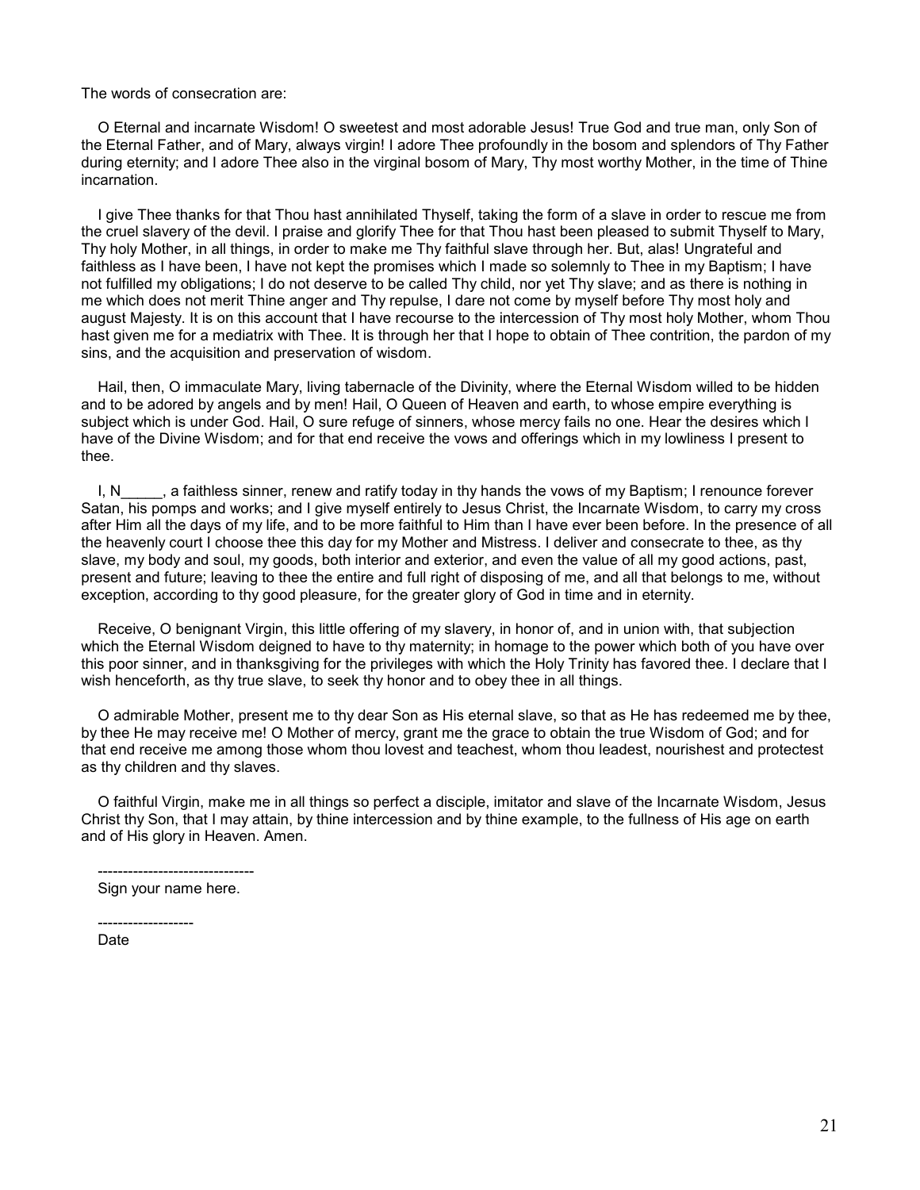The words of consecration are:

O Eternal and incarnate Wisdom! O sweetest and most adorable Jesus! True God and true man, only Son of the Eternal Father, and of Mary, always virgin! I adore Thee profoundly in the bosom and splendors of Thy Father during eternity; and I adore Thee also in the virginal bosom of Mary, Thy most worthy Mother, in the time of Thine incarnation.

I give Thee thanks for that Thou hast annihilated Thyself, taking the form of a slave in order to rescue me from the cruel slavery of the devil. I praise and glorify Thee for that Thou hast been pleased to submit Thyself to Mary, Thy holy Mother, in all things, in order to make me Thy faithful slave through her. But, alas! Ungrateful and faithless as I have been, I have not kept the promises which I made so solemnly to Thee in my Baptism; I have not fulfilled my obligations; I do not deserve to be called Thy child, nor yet Thy slave; and as there is nothing in me which does not merit Thine anger and Thy repulse, I dare not come by myself before Thy most holy and august Majesty. It is on this account that I have recourse to the intercession of Thy most holy Mother, whom Thou hast given me for a mediatrix with Thee. It is through her that I hope to obtain of Thee contrition, the pardon of my sins, and the acquisition and preservation of wisdom.

Hail, then, O immaculate Mary, living tabernacle of the Divinity, where the Eternal Wisdom willed to be hidden and to be adored by angels and by men! Hail, O Queen of Heaven and earth, to whose empire everything is subject which is under God. Hail, O sure refuge of sinners, whose mercy fails no one. Hear the desires which I have of the Divine Wisdom; and for that end receive the vows and offerings which in my lowliness I present to thee.

I, N_____, a faithless sinner, renew and ratify today in thy hands the vows of my Baptism; I renounce forever Satan, his pomps and works; and I give myself entirely to Jesus Christ, the Incarnate Wisdom, to carry my cross after Him all the days of my life, and to be more faithful to Him than I have ever been before. In the presence of all the heavenly court I choose thee this day for my Mother and Mistress. I deliver and consecrate to thee, as thy slave, my body and soul, my goods, both interior and exterior, and even the value of all my good actions, past, present and future; leaving to thee the entire and full right of disposing of me, and all that belongs to me, without exception, according to thy good pleasure, for the greater glory of God in time and in eternity.

Receive, O benignant Virgin, this little offering of my slavery, in honor of, and in union with, that subjection which the Eternal Wisdom deigned to have to thy maternity; in homage to the power which both of you have over this poor sinner, and in thanksgiving for the privileges with which the Holy Trinity has favored thee. I declare that I wish henceforth, as thy true slave, to seek thy honor and to obey thee in all things.

O admirable Mother, present me to thy dear Son as His eternal slave, so that as He has redeemed me by thee, by thee He may receive me! O Mother of mercy, grant me the grace to obtain the true Wisdom of God; and for that end receive me among those whom thou lovest and teachest, whom thou leadest, nourishest and protectest as thy children and thy slaves.

O faithful Virgin, make me in all things so perfect a disciple, imitator and slave of the Incarnate Wisdom, Jesus Christ thy Son, that I may attain, by thine intercession and by thine example, to the fullness of His age on earth and of His glory in Heaven. Amen.

-------------------------------
Sign your name here.

-------------------
Date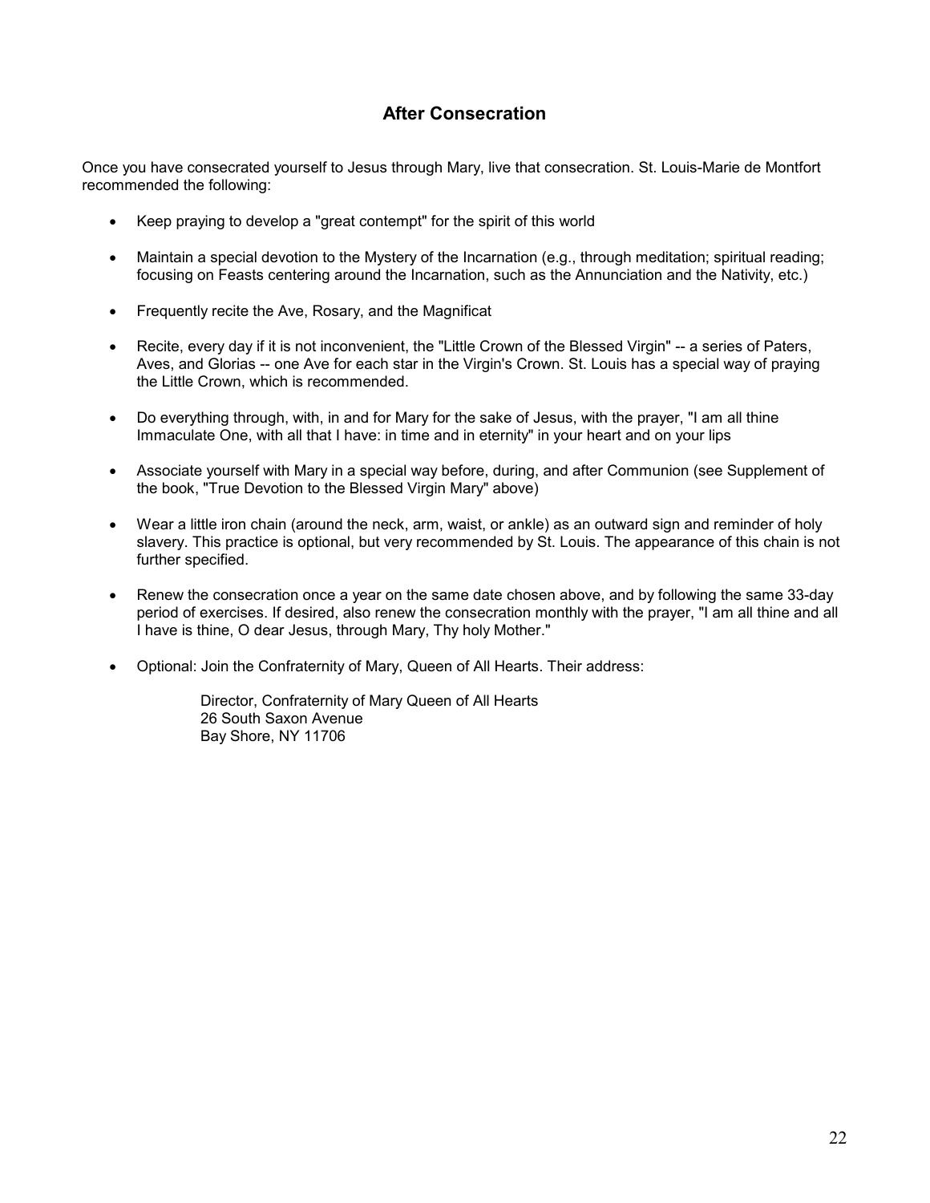## After Consecration

Once you have consecrated yourself to Jesus through Mary, live that consecration. St. Louis-Marie de Montfort recommended the following:

- Keep praying to develop a "great contempt" for the spirit of this world
- Maintain a special devotion to the Mystery of the Incarnation (e.g., through meditation; spiritual reading; focusing on Feasts centering around the Incarnation, such as the Annunciation and the Nativity, etc.)
- Frequently recite the Ave, Rosary, and the Magnificat
- Recite, every day if it is not inconvenient, the "Little Crown of the Blessed Virgin" -- a series of Paters, Aves, and Glorias -- one Ave for each star in the Virgin's Crown. St. Louis has a special way of praying the Little Crown, which is recommended.
- Do everything through, with, in and for Mary for the sake of Jesus, with the prayer, "I am all thine Immaculate One, with all that I have: in time and in eternity" in your heart and on your lips
- Associate yourself with Mary in a special way before, during, and after Communion (see Supplement of the book, "True Devotion to the Blessed Virgin Mary" above)
- Wear a little iron chain (around the neck, arm, waist, or ankle) as an outward sign and reminder of holy slavery. This practice is optional, but very recommended by St. Louis. The appearance of this chain is not further specified.
- Renew the consecration once a year on the same date chosen above, and by following the same 33-day period of exercises. If desired, also renew the consecration monthly with the prayer, "I am all thine and all I have is thine, O dear Jesus, through Mary, Thy holy Mother."
- Optional: Join the Confraternity of Mary, Queen of All Hearts. Their address:

  Director, Confraternity of Mary Queen of All Hearts
  26 South Saxon Avenue
  Bay Shore, NY 11706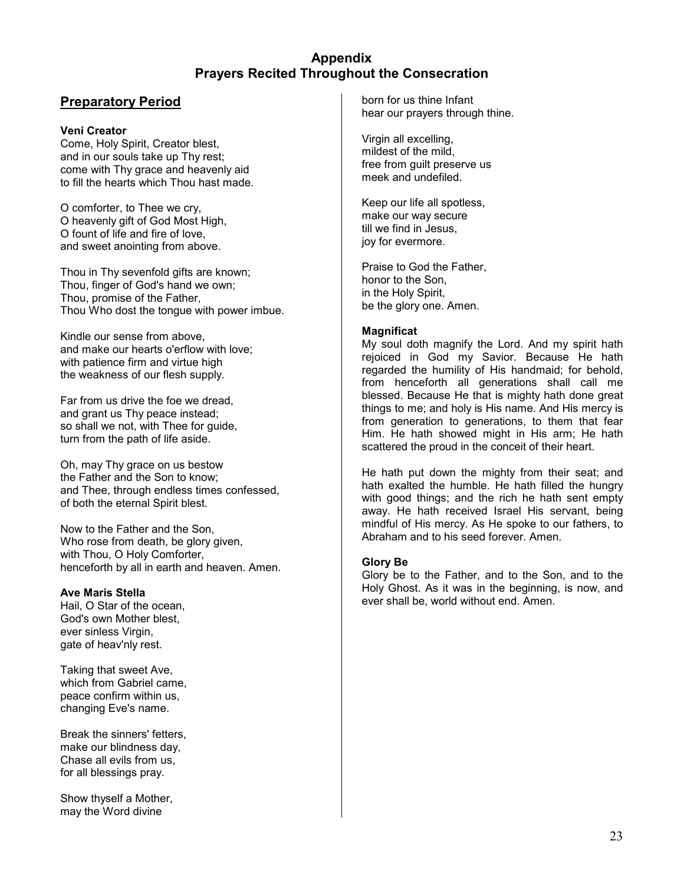# Appendix
# Prayers Recited Throughout the Consecration

## Preparatory Period

**Veni Creator**

Come, Holy Spirit, Creator blest,
and in our souls take up Thy rest;
come with Thy grace and heavenly aid
to fill the hearts which Thou hast made.

O comforter, to Thee we cry,
O heavenly gift of God Most High,
O fount of life and fire of love,
and sweet anointing from above.

Thou in Thy sevenfold gifts are known;
Thou, finger of God's hand we own;
Thou, promise of the Father,
Thou Who dost the tongue with power imbue.

Kindle our sense from above,
and make our hearts o'erflow with love;
with patience firm and virtue high
the weakness of our flesh supply.

Far from us drive the foe we dread,
and grant us Thy peace instead;
so shall we not, with Thee for guide,
turn from the path of life aside.

Oh, may Thy grace on us bestow
the Father and the Son to know;
and Thee, through endless times confessed,
of both the eternal Spirit blest.

Now to the Father and the Son,
Who rose from death, be glory given,
with Thou, O Holy Comforter,
henceforth by all in earth and heaven. Amen.

**Ave Maris Stella**

Hail, O Star of the ocean,
God's own Mother blest,
ever sinless Virgin,
gate of heav'nly rest.

Taking that sweet Ave,
which from Gabriel came,
peace confirm within us,
changing Eve's name.

Break the sinners' fetters,
make our blindness day,
Chase all evils from us,
for all blessings pray.

Show thyself a Mother,
may the Word divine
born for us thine Infant
hear our prayers through thine.

Virgin all excelling,
mildest of the mild,
free from guilt preserve us
meek and undefiled.

Keep our life all spotless,
make our way secure
till we find in Jesus,
joy for evermore.

Praise to God the Father,
honor to the Son,
in the Holy Spirit,
be the glory one. Amen.

**Magnificat**

My soul doth magnify the Lord. And my spirit hath rejoiced in God my Savior. Because He hath regarded the humility of His handmaid; for behold, from henceforth all generations shall call me blessed. Because He that is mighty hath done great things to me; and holy is His name. And His mercy is from generation to generations, to them that fear Him. He hath showed might in His arm; He hath scattered the proud in the conceit of their heart.

He hath put down the mighty from their seat; and hath exalted the humble. He hath filled the hungry with good things; and the rich he hath sent empty away. He hath received Israel His servant, being mindful of His mercy. As He spoke to our fathers, to Abraham and to his seed forever. Amen.

**Glory Be**

Glory be to the Father, and to the Son, and to the Holy Ghost. As it was in the beginning, is now, and ever shall be, world without end. Amen.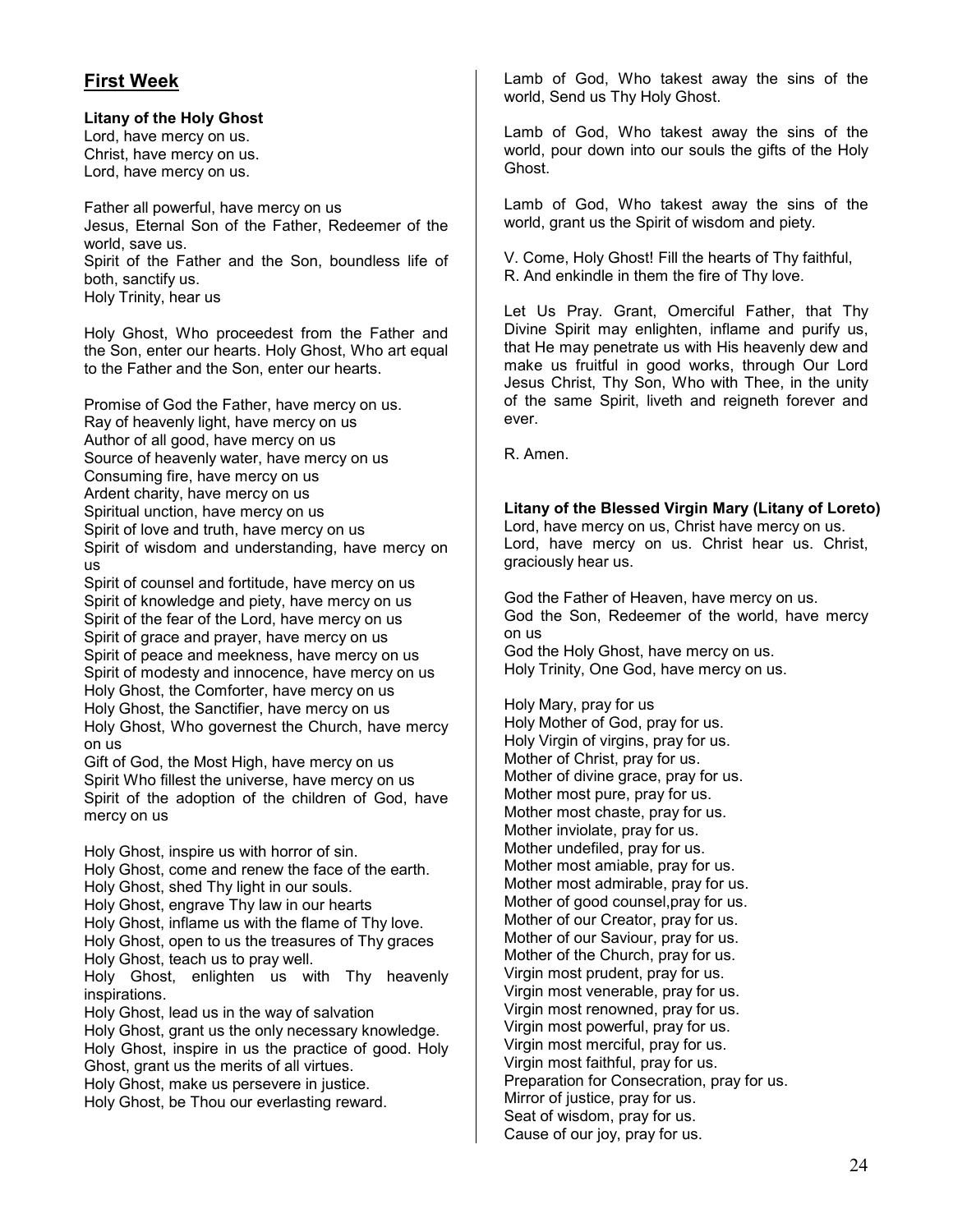## First Week

**Litany of the Holy Ghost**
Lord, have mercy on us.
Christ, have mercy on us.
Lord, have mercy on us.

Father all powerful, have mercy on us
Jesus, Eternal Son of the Father, Redeemer of the world, save us.
Spirit of the Father and the Son, boundless life of both, sanctify us.
Holy Trinity, hear us

Holy Ghost, Who proceedest from the Father and the Son, enter our hearts. Holy Ghost, Who art equal to the Father and the Son, enter our hearts.

Promise of God the Father, have mercy on us.
Ray of heavenly light, have mercy on us
Author of all good, have mercy on us
Source of heavenly water, have mercy on us
Consuming fire, have mercy on us
Ardent charity, have mercy on us
Spiritual unction, have mercy on us
Spirit of love and truth, have mercy on us
Spirit of wisdom and understanding, have mercy on us
Spirit of counsel and fortitude, have mercy on us
Spirit of knowledge and piety, have mercy on us
Spirit of the fear of the Lord, have mercy on us
Spirit of grace and prayer, have mercy on us
Spirit of peace and meekness, have mercy on us
Spirit of modesty and innocence, have mercy on us
Holy Ghost, the Comforter, have mercy on us
Holy Ghost, the Sanctifier, have mercy on us
Holy Ghost, Who governest the Church, have mercy on us
Gift of God, the Most High, have mercy on us
Spirit Who fillest the universe, have mercy on us
Spirit of the adoption of the children of God, have mercy on us

Holy Ghost, inspire us with horror of sin.
Holy Ghost, come and renew the face of the earth.
Holy Ghost, shed Thy light in our souls.
Holy Ghost, engrave Thy law in our hearts
Holy Ghost, inflame us with the flame of Thy love.
Holy Ghost, open to us the treasures of Thy graces
Holy Ghost, teach us to pray well.
Holy Ghost, enlighten us with Thy heavenly inspirations.
Holy Ghost, lead us in the way of salvation
Holy Ghost, grant us the only necessary knowledge.
Holy Ghost, inspire in us the practice of good. Holy Ghost, grant us the merits of all virtues.
Holy Ghost, make us persevere in justice.
Holy Ghost, be Thou our everlasting reward.

Lamb of God, Who takest away the sins of the world, Send us Thy Holy Ghost.

Lamb of God, Who takest away the sins of the world, pour down into our souls the gifts of the Holy Ghost.

Lamb of God, Who takest away the sins of the world, grant us the Spirit of wisdom and piety.

V. Come, Holy Ghost! Fill the hearts of Thy faithful,
R. And enkindle in them the fire of Thy love.

Let Us Pray. Grant, Omerciful Father, that Thy Divine Spirit may enlighten, inflame and purify us, that He may penetrate us with His heavenly dew and make us fruitful in good works, through Our Lord Jesus Christ, Thy Son, Who with Thee, in the unity of the same Spirit, liveth and reigneth forever and ever.

R. Amen.

**Litany of the Blessed Virgin Mary (Litany of Loreto)**
Lord, have mercy on us, Christ have mercy on us.
Lord, have mercy on us. Christ hear us. Christ, graciously hear us.

God the Father of Heaven, have mercy on us.
God the Son, Redeemer of the world, have mercy on us
God the Holy Ghost, have mercy on us.
Holy Trinity, One God, have mercy on us.

Holy Mary, pray for us
Holy Mother of God, pray for us.
Holy Virgin of virgins, pray for us.
Mother of Christ, pray for us.
Mother of divine grace, pray for us.
Mother most pure, pray for us.
Mother most chaste, pray for us.
Mother inviolate, pray for us.
Mother undefiled, pray for us.
Mother most amiable, pray for us.
Mother most admirable, pray for us.
Mother of good counsel,pray for us.
Mother of our Creator, pray for us.
Mother of our Saviour, pray for us.
Mother of the Church, pray for us.
Virgin most prudent, pray for us.
Virgin most venerable, pray for us.
Virgin most renowned, pray for us.
Virgin most powerful, pray for us.
Virgin most merciful, pray for us.
Virgin most faithful, pray for us.
Preparation for Consecration, pray for us.
Mirror of justice, pray for us.
Seat of wisdom, pray for us.
Cause of our joy, pray for us.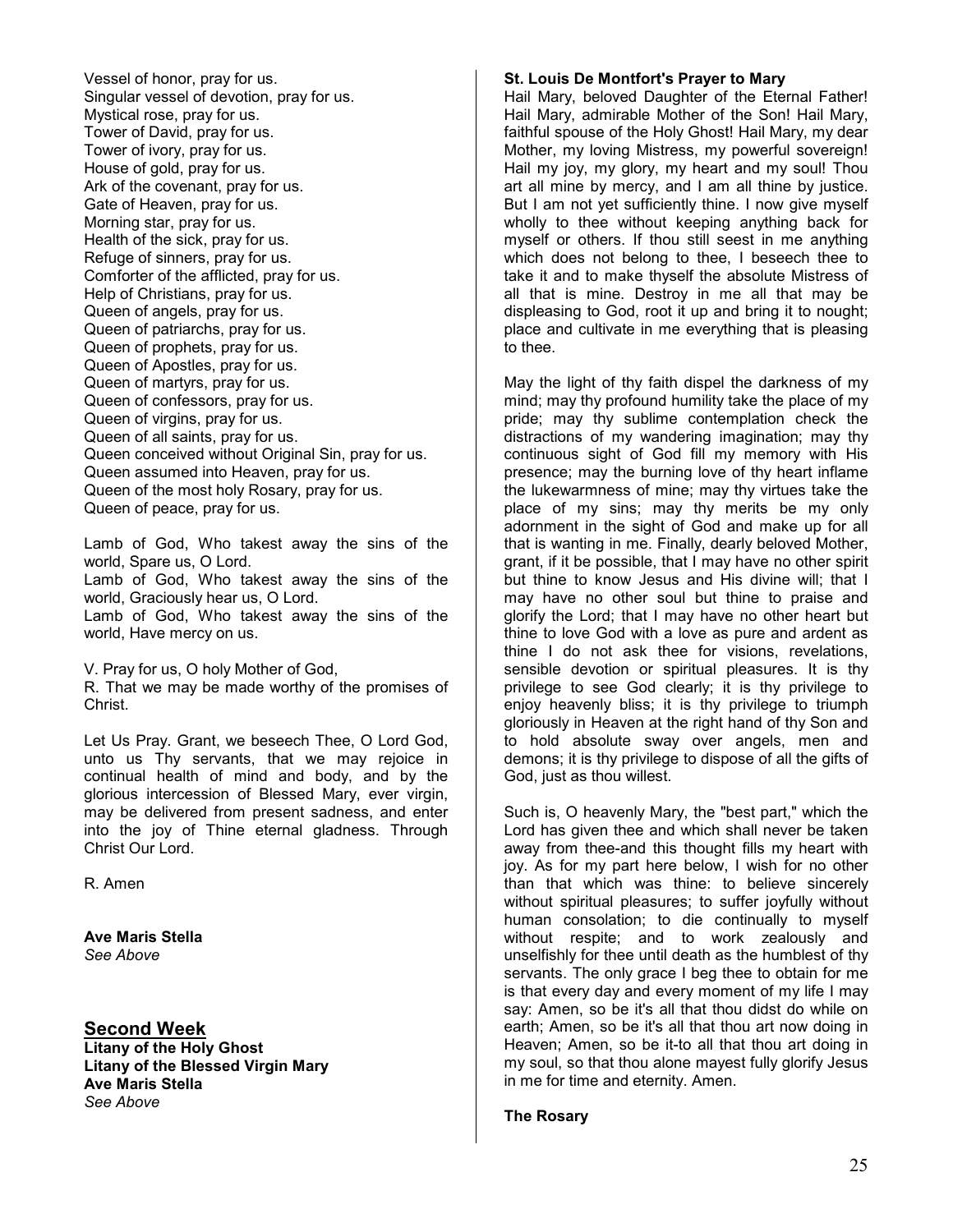Vessel of honor, pray for us.
Singular vessel of devotion, pray for us.
Mystical rose, pray for us.
Tower of David, pray for us.
Tower of ivory, pray for us.
House of gold, pray for us.
Ark of the covenant, pray for us.
Gate of Heaven, pray for us.
Morning star, pray for us.
Health of the sick, pray for us.
Refuge of sinners, pray for us.
Comforter of the afflicted, pray for us.
Help of Christians, pray for us.
Queen of angels, pray for us.
Queen of patriarchs, pray for us.
Queen of prophets, pray for us.
Queen of Apostles, pray for us.
Queen of martyrs, pray for us.
Queen of confessors, pray for us.
Queen of virgins, pray for us.
Queen of all saints, pray for us.
Queen conceived without Original Sin, pray for us.
Queen assumed into Heaven, pray for us.
Queen of the most holy Rosary, pray for us.
Queen of peace, pray for us.

Lamb of God, Who takest away the sins of the world, Spare us, O Lord.
Lamb of God, Who takest away the sins of the world, Graciously hear us, O Lord.
Lamb of God, Who takest away the sins of the world, Have mercy on us.

V. Pray for us, O holy Mother of God,
R. That we may be made worthy of the promises of Christ.

Let Us Pray. Grant, we beseech Thee, O Lord God, unto us Thy servants, that we may rejoice in continual health of mind and body, and by the glorious intercession of Blessed Mary, ever virgin, may be delivered from present sadness, and enter into the joy of Thine eternal gladness. Through Christ Our Lord.

R. Amen

**Ave Maris Stella**
*See Above*

## Second Week

**Litany of the Holy Ghost**
**Litany of the Blessed Virgin Mary**
**Ave Maris Stella**
*See Above*

**St. Louis De Montfort's Prayer to Mary**

Hail Mary, beloved Daughter of the Eternal Father! Hail Mary, admirable Mother of the Son! Hail Mary, faithful spouse of the Holy Ghost! Hail Mary, my dear Mother, my loving Mistress, my powerful sovereign! Hail my joy, my glory, my heart and my soul! Thou art all mine by mercy, and I am all thine by justice. But I am not yet sufficiently thine. I now give myself wholly to thee without keeping anything back for myself or others. If thou still seest in me anything which does not belong to thee, I beseech thee to take it and to make thyself the absolute Mistress of all that is mine. Destroy in me all that may be displeasing to God, root it up and bring it to nought; place and cultivate in me everything that is pleasing to thee.

May the light of thy faith dispel the darkness of my mind; may thy profound humility take the place of my pride; may thy sublime contemplation check the distractions of my wandering imagination; may thy continuous sight of God fill my memory with His presence; may the burning love of thy heart inflame the lukewarmness of mine; may thy virtues take the place of my sins; may thy merits be my only adornment in the sight of God and make up for all that is wanting in me. Finally, dearly beloved Mother, grant, if it be possible, that I may have no other spirit but thine to know Jesus and His divine will; that I may have no other soul but thine to praise and glorify the Lord; that I may have no other heart but thine to love God with a love as pure and ardent as thine I do not ask thee for visions, revelations, sensible devotion or spiritual pleasures. It is thy privilege to see God clearly; it is thy privilege to enjoy heavenly bliss; it is thy privilege to triumph gloriously in Heaven at the right hand of thy Son and to hold absolute sway over angels, men and demons; it is thy privilege to dispose of all the gifts of God, just as thou willest.

Such is, O heavenly Mary, the "best part," which the Lord has given thee and which shall never be taken away from thee-and this thought fills my heart with joy. As for my part here below, I wish for no other than that which was thine: to believe sincerely without spiritual pleasures; to suffer joyfully without human consolation; to die continually to myself without respite; and to work zealously and unselfishly for thee until death as the humblest of thy servants. The only grace I beg thee to obtain for me is that every day and every moment of my life I may say: Amen, so be it's all that thou didst do while on earth; Amen, so be it's all that thou art now doing in Heaven; Amen, so be it-to all that thou art doing in my soul, so that thou alone mayest fully glorify Jesus in me for time and eternity. Amen.

**The Rosary**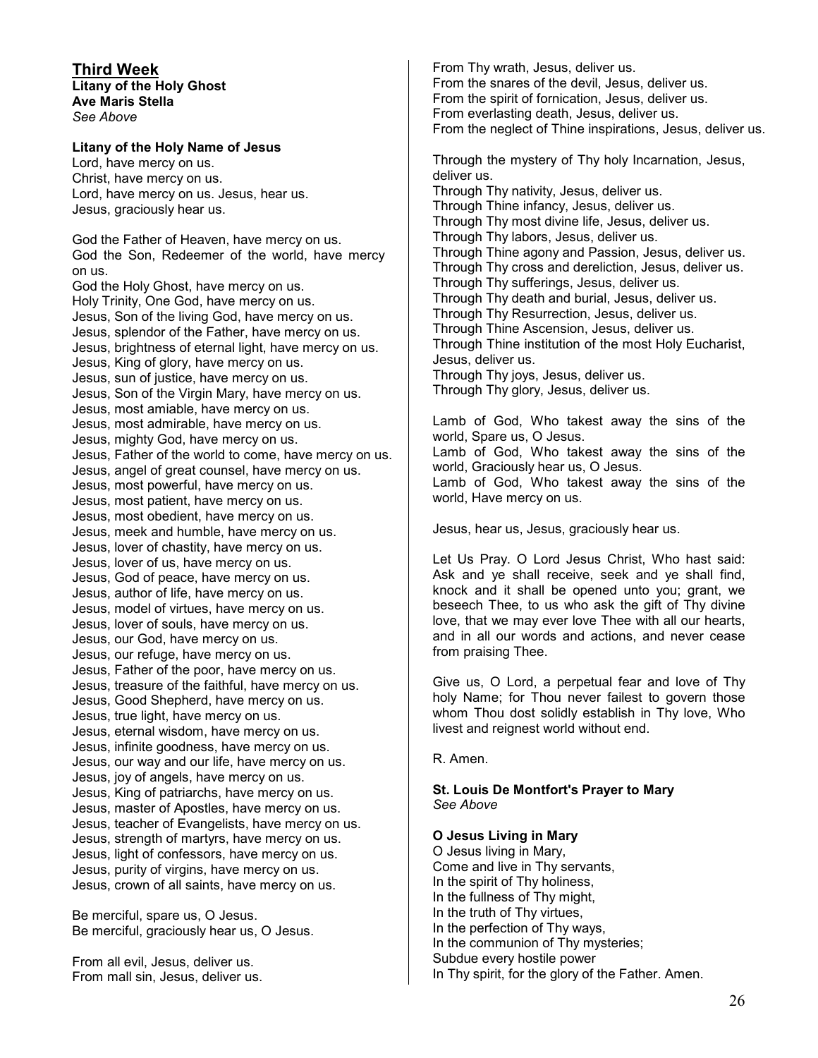## Third Week

**Litany of the Holy Ghost**
**Ave Maris Stella**
*See Above*

**Litany of the Holy Name of Jesus**

Lord, have mercy on us.
Christ, have mercy on us.
Lord, have mercy on us. Jesus, hear us.
Jesus, graciously hear us.

God the Father of Heaven, have mercy on us.
God the Son, Redeemer of the world, have mercy on us.
God the Holy Ghost, have mercy on us.
Holy Trinity, One God, have mercy on us.
Jesus, Son of the living God, have mercy on us.
Jesus, splendor of the Father, have mercy on us.
Jesus, brightness of eternal light, have mercy on us.
Jesus, King of glory, have mercy on us.
Jesus, sun of justice, have mercy on us.
Jesus, Son of the Virgin Mary, have mercy on us.
Jesus, most amiable, have mercy on us.
Jesus, most admirable, have mercy on us.
Jesus, mighty God, have mercy on us.
Jesus, Father of the world to come, have mercy on us.
Jesus, angel of great counsel, have mercy on us.
Jesus, most powerful, have mercy on us.
Jesus, most patient, have mercy on us.
Jesus, most obedient, have mercy on us.
Jesus, meek and humble, have mercy on us.
Jesus, lover of chastity, have mercy on us.
Jesus, lover of us, have mercy on us.
Jesus, God of peace, have mercy on us.
Jesus, author of life, have mercy on us.
Jesus, model of virtues, have mercy on us.
Jesus, lover of souls, have mercy on us.
Jesus, our God, have mercy on us.
Jesus, our refuge, have mercy on us.
Jesus, Father of the poor, have mercy on us.
Jesus, treasure of the faithful, have mercy on us.
Jesus, Good Shepherd, have mercy on us.
Jesus, true light, have mercy on us.
Jesus, eternal wisdom, have mercy on us.
Jesus, infinite goodness, have mercy on us.
Jesus, our way and our life, have mercy on us.
Jesus, joy of angels, have mercy on us.
Jesus, King of patriarchs, have mercy on us.
Jesus, master of Apostles, have mercy on us.
Jesus, teacher of Evangelists, have mercy on us.
Jesus, strength of martyrs, have mercy on us.
Jesus, light of confessors, have mercy on us.
Jesus, purity of virgins, have mercy on us.
Jesus, crown of all saints, have mercy on us.

Be merciful, spare us, O Jesus.
Be merciful, graciously hear us, O Jesus.

From all evil, Jesus, deliver us.
From mall sin, Jesus, deliver us.
From Thy wrath, Jesus, deliver us.
From the snares of the devil, Jesus, deliver us.
From the spirit of fornication, Jesus, deliver us.
From everlasting death, Jesus, deliver us.
From the neglect of Thine inspirations, Jesus, deliver us.

Through the mystery of Thy holy Incarnation, Jesus, deliver us.
Through Thy nativity, Jesus, deliver us.
Through Thine infancy, Jesus, deliver us.
Through Thy most divine life, Jesus, deliver us.
Through Thy labors, Jesus, deliver us.
Through Thine agony and Passion, Jesus, deliver us.
Through Thy cross and dereliction, Jesus, deliver us.
Through Thy sufferings, Jesus, deliver us.
Through Thy death and burial, Jesus, deliver us.
Through Thy Resurrection, Jesus, deliver us.
Through Thine Ascension, Jesus, deliver us.
Through Thine institution of the most Holy Eucharist, Jesus, deliver us.
Through Thy joys, Jesus, deliver us.
Through Thy glory, Jesus, deliver us.

Lamb of God, Who takest away the sins of the world, Spare us, O Jesus.
Lamb of God, Who takest away the sins of the world, Graciously hear us, O Jesus.
Lamb of God, Who takest away the sins of the world, Have mercy on us.

Jesus, hear us, Jesus, graciously hear us.

Let Us Pray. O Lord Jesus Christ, Who hast said: Ask and ye shall receive, seek and ye shall find, knock and it shall be opened unto you; grant, we beseech Thee, to us who ask the gift of Thy divine love, that we may ever love Thee with all our hearts, and in all our words and actions, and never cease from praising Thee.

Give us, O Lord, a perpetual fear and love of Thy holy Name; for Thou never failest to govern those whom Thou dost solidly establish in Thy love, Who livest and reignest world without end.

R. Amen.

**St. Louis De Montfort's Prayer to Mary**
*See Above*

**O Jesus Living in Mary**

O Jesus living in Mary,
Come and live in Thy servants,
In the spirit of Thy holiness,
In the fullness of Thy might,
In the truth of Thy virtues,
In the perfection of Thy ways,
In the communion of Thy mysteries;
Subdue every hostile power
In Thy spirit, for the glory of the Father. Amen.